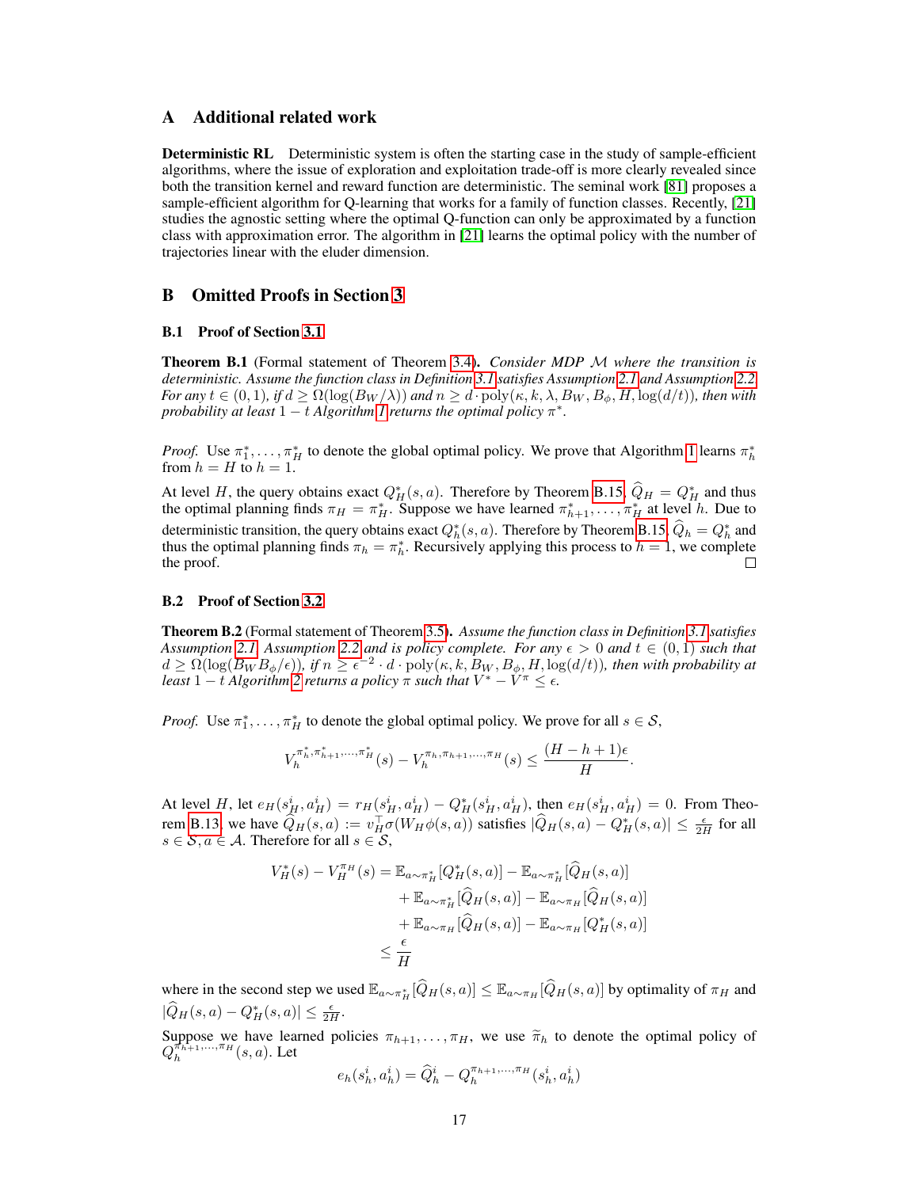## A Additional related work

**Deterministic RL** Deterministic system is often the starting case in the study of sample-efficient algorithms, where the issue of exploration and exploitation trade-off is more clearly revealed since both the transition kernel and reward function are deterministic. The seminal work [81] proposes a sample-efficient algorithm for Q-learning that works for a family of function classes. Recently, [21] studies the agnostic setting where the optimal Q-function can only be approximated by a function class with approximation error. The algorithm in [21] learns the optimal policy with the number of trajectories linear with the eluder dimension.

## B Omitted Proofs in Section 3

### B.1 Proof of Section 3.1

**Theorem B.1** (Formal statement of Theorem 3.4)**.** *Consider MDP $\mathcal{M}$ where the transition is deterministic. Assume the function class in Definition 3.1 satisfies Assumption 2.1 and Assumption 2.2. For any $t \in (0, 1)$, if $d \geq \Omega(\log(B_W/\lambda))$ and $n \geq d \cdot \text{poly}(\kappa, k, \lambda, B_W, B_\phi, H, \log(d/t))$, then with probability at least $1 - t$ Algorithm 1 returns the optimal policy $\pi^*$.*

*Proof.* Use $\pi_1^*, \dots, \pi_H^*$ to denote the global optimal policy. We prove that Algorithm 1 learns $\pi_h^*$ from $h = H$ to $h = 1$.

At level $H$, the query obtains exact $Q_H^*(s, a)$. Therefore by Theorem B.15, $\widehat{Q}_H = Q_H^*$ and thus the optimal planning finds $\pi_H = \pi_H^*$. Suppose we have learned $\pi_{h+1}^*, \dots, \pi_H^*$ at level $h$. Due to deterministic transition, the query obtains exact $Q_h^*(s, a)$. Therefore by Theorem B.15, $\widehat{Q}_h = Q_h^*$ and thus the optimal planning finds $\pi_h = \pi_h^*$. Recursively applying this process to $h = 1$, we complete the proof. $\square$

### B.2 Proof of Section 3.2

**Theorem B.2** (Formal statement of Theorem 3.5)**.** *Assume the function class in Definition 3.1 satisfies Assumption 2.1, Assumption 2.2 and is policy complete. For any $\epsilon > 0$ and $t \in (0, 1)$ such that $d \geq \Omega(\log(B_W B_\phi/\epsilon))$, if $n \geq \epsilon^{-2} \cdot d \cdot \text{poly}(\kappa, k, B_W, B_\phi, H, \log(d/t))$, then with probability at least $1 - t$ Algorithm 2 returns a policy $\pi$ such that $V^* - V^\pi \leq \epsilon$.*

*Proof.* Use $\pi_1^*, \dots, \pi_H^*$ to denote the global optimal policy. We prove for all $s \in \mathcal{S}$,

$$
V_h^{\pi_h^*, \pi_{h+1}^*, \dots, \pi_H^*}(s) - V_h^{\pi_h, \pi_{h+1}, \dots, \pi_H}(s) \leq \frac{(H - h + 1)\epsilon}{H}.
$$

At level $H$, let $e_H(s_H^i, a_H^i) = r_H(s_H^i, a_H^i) - Q_H^*(s_H^i, a_H^i)$, then $e_H(s_H^i, a_H^i) = 0$. From Theorem B.13, we have $\widehat{Q}_H(s, a) := v_H^\top \sigma(W_H \phi(s, a))$ satisfies $|\widehat{Q}_H(s, a) - Q_H^*(s, a)| \leq \frac{\epsilon}{2H}$ for all $s \in \mathcal{S}, a \in \mathcal{A}$. Therefore for all $s \in \mathcal{S}$,

$$
\begin{aligned}
V_H^*(s) - V_H^{\pi_H}(s) &= \mathbb{E}_{a \sim \pi_H^*}[Q_H^*(s, a)] - \mathbb{E}_{a \sim \pi_H^*}[\widehat{Q}_H(s, a)] \\
&\quad + \mathbb{E}_{a \sim \pi_H^*}[\widehat{Q}_H(s, a)] - \mathbb{E}_{a \sim \pi_H}[\widehat{Q}_H(s, a)] \\
&\quad + \mathbb{E}_{a \sim \pi_H}[\widehat{Q}_H(s, a)] - \mathbb{E}_{a \sim \pi_H}[Q_H^*(s, a)] \\
&\leq \frac{\epsilon}{H}
\end{aligned}
$$

where in the second step we used $\mathbb{E}_{a \sim \pi_H^*}[\widehat{Q}_H(s, a)] \leq \mathbb{E}_{a \sim \pi_H}[\widehat{Q}_H(s, a)]$ by optimality of $\pi_H$ and $|\widehat{Q}_H(s, a) - Q_H^*(s, a)| \leq \frac{\epsilon}{2H}$.

Suppose we have learned policies $\pi_{h+1}, \dots, \pi_H$, we use $\widetilde{\pi}_h$ to denote the optimal policy of $Q_h^{\pi_{h+1}, \dots, \pi_H}(s, a)$. Let

$$
e_h(s_h^i, a_h^i) = \widehat{Q}_h^i - Q_h^{\pi_{h+1}, \dots, \pi_H}(s_h^i, a_h^i)
$$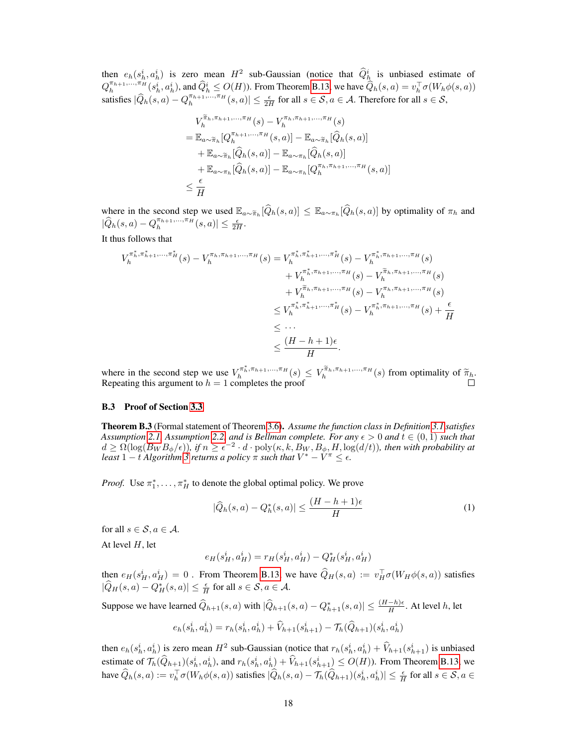then $e_h(s_h^i, a_h^i)$ is zero mean $H^2$ sub-Gaussian (notice that $\widehat{Q}_h^i$ is unbiased estimate of $Q_h^{\pi_{h+1},\ldots,\pi_H}(s_h^i, a_h^i)$, and $\widehat{Q}_h^i \le O(H)$). From Theorem B.13, we have $\widehat{Q}_h(s,a) = v_h^\top \sigma(W_h \phi(s,a))$ satisfies $|\widehat{Q}_h(s,a) - Q_h^{\pi_{h+1},\ldots,\pi_H}(s,a)| \le \frac{\epsilon}{2H}$ for all $s \in \mathcal{S}, a \in \mathcal{A}$. Therefore for all $s \in \mathcal{S}$,

$$
\begin{aligned}
& V_h^{\widetilde{\pi}_h,\pi_{h+1},\ldots,\pi_H}(s) - V_h^{\pi_h,\pi_{h+1},\ldots,\pi_H}(s) \\
&= \mathbb{E}_{a\sim\widetilde{\pi}_h}[Q_h^{\pi_{h+1},\ldots,\pi_H}(s,a)] - \mathbb{E}_{a\sim\widetilde{\pi}_h}[\widehat{Q}_h(s,a)] \\
&\quad + \mathbb{E}_{a\sim\widetilde{\pi}_h}[\widehat{Q}_h(s,a)] - \mathbb{E}_{a\sim\pi_h}[\widehat{Q}_h(s,a)] \\
&\quad + \mathbb{E}_{a\sim\pi_h}[\widehat{Q}_h(s,a)] - \mathbb{E}_{a\sim\pi_h}[Q_h^{\pi_h,\pi_{h+1},\ldots,\pi_H}(s,a)] \\
&\le \frac{\epsilon}{H}
\end{aligned}
$$

where in the second step we used $\mathbb{E}_{a\sim\widetilde{\pi}_h}[\widehat{Q}_h(s,a)] \le \mathbb{E}_{a\sim\pi_h}[\widehat{Q}_h(s,a)]$ by optimality of $\pi_h$ and $|\widehat{Q}_h(s,a) - Q_h^{\pi_{h+1},\ldots,\pi_H}(s,a)| \le \frac{\epsilon}{2H}$.

It thus follows that

$$
\begin{aligned}
V_h^{\pi_h^*,\pi_{h+1}^*,\ldots,\pi_H^*}(s) - V_h^{\pi_h,\pi_{h+1},\ldots,\pi_H}(s) &= V_h^{\pi_h^*,\pi_{h+1}^*,\ldots,\pi_H^*}(s) - V_h^{\pi_h^*,\pi_{h+1},\ldots,\pi_H}(s) \\
&\quad + V_h^{\pi_h^*,\pi_{h+1},\ldots,\pi_H}(s) - V_h^{\widetilde{\pi}_h,\pi_{h+1},\ldots,\pi_H}(s) \\
&\quad + V_h^{\widetilde{\pi}_h,\pi_{h+1},\ldots,\pi_H}(s) - V_h^{\pi_h,\pi_{h+1},\ldots,\pi_H}(s) \\
&\le V_h^{\pi_h^*,\pi_{h+1}^*,\ldots,\pi_H^*}(s) - V_h^{\pi_h^*,\pi_{h+1},\ldots,\pi_H}(s) + \frac{\epsilon}{H} \\
&\le \cdots \\
&\le \frac{(H-h+1)\epsilon}{H}.
\end{aligned}
$$

where in the second step we use $V_h^{\pi_h^*,\pi_{h+1},\ldots,\pi_H}(s) \le V_h^{\widetilde{\pi}_h,\pi_{h+1},\ldots,\pi_H}(s)$ from optimality of $\widetilde{\pi}_h$. Repeating this argument to $h = 1$ completes the proof ∎

### B.3 Proof of Section 3.3

**Theorem B.3** (Formal statement of Theorem 3.6). *Assume the function class in Definition 3.1 satisfies Assumption 2.1, Assumption 2.2, and is Bellman complete. For any $\epsilon > 0$ and $t \in (0,1)$ such that $d \ge \Omega(\log(B_W B_\phi/\epsilon))$, if $n \ge \epsilon^{-2} \cdot d \cdot \mathrm{poly}(\kappa, k, B_W, B_\phi, H, \log(d/t))$, then with probability at least $1-t$ Algorithm 3 returns a policy $\pi$ such that $V^* - V^\pi \le \epsilon$.*

*Proof.* Use $\pi_1^*, \ldots, \pi_H^*$ to denote the global optimal policy. We prove

$$
|\widehat{Q}_h(s,a) - Q_h^*(s,a)| \le \frac{(H-h+1)\epsilon}{H} \tag{1}
$$

for all $s \in \mathcal{S}, a \in \mathcal{A}$.

At level $H$, let

$$
e_H(s_H^i, a_H^i) = r_H(s_H^i, a_H^i) - Q_H^*(s_H^i, a_H^i)
$$

then $e_H(s_H^i, a_H^i) = 0$ . From Theorem B.13, we have $\widehat{Q}_H(s,a) := v_H^\top \sigma(W_H \phi(s,a))$ satisfies $|\widehat{Q}_H(s,a) - Q_H^*(s,a)| \le \frac{\epsilon}{H}$ for all $s \in \mathcal{S}, a \in \mathcal{A}$.

Suppose we have learned $\widehat{Q}_{h+1}(s,a)$ with $|\widehat{Q}_{h+1}(s,a) - Q_{h+1}^*(s,a)| \le \frac{(H-h)\epsilon}{H}$. At level $h$, let

$$
e_h(s_h^i, a_h^i) = r_h(s_h^i, a_h^i) + \widehat{V}_{h+1}(s_{h+1}^i) - \mathcal{T}_h(\widehat{Q}_{h+1})(s_h^i, a_h^i)
$$

then $e_h(s_h^i, a_h^i)$ is zero mean $H^2$ sub-Gaussian (notice that $r_h(s_h^i, a_h^i) + \widehat{V}_{h+1}(s_{h+1}^i)$ is unbiased estimate of $\mathcal{T}_h(\widehat{Q}_{h+1})(s_h^i, a_h^i)$, and $r_h(s_h^i, a_h^i) + \widehat{V}_{h+1}(s_{h+1}^i) \le O(H)$). From Theorem B.13, we have $\widehat{Q}_h(s,a) := v_h^\top \sigma(W_h \phi(s,a))$ satisfies $|\widehat{Q}_h(s,a) - \mathcal{T}_h(\widehat{Q}_{h+1})(s_h^i, a_h^i)| \le \frac{\epsilon}{H}$ for all $s \in \mathcal{S}, a \in$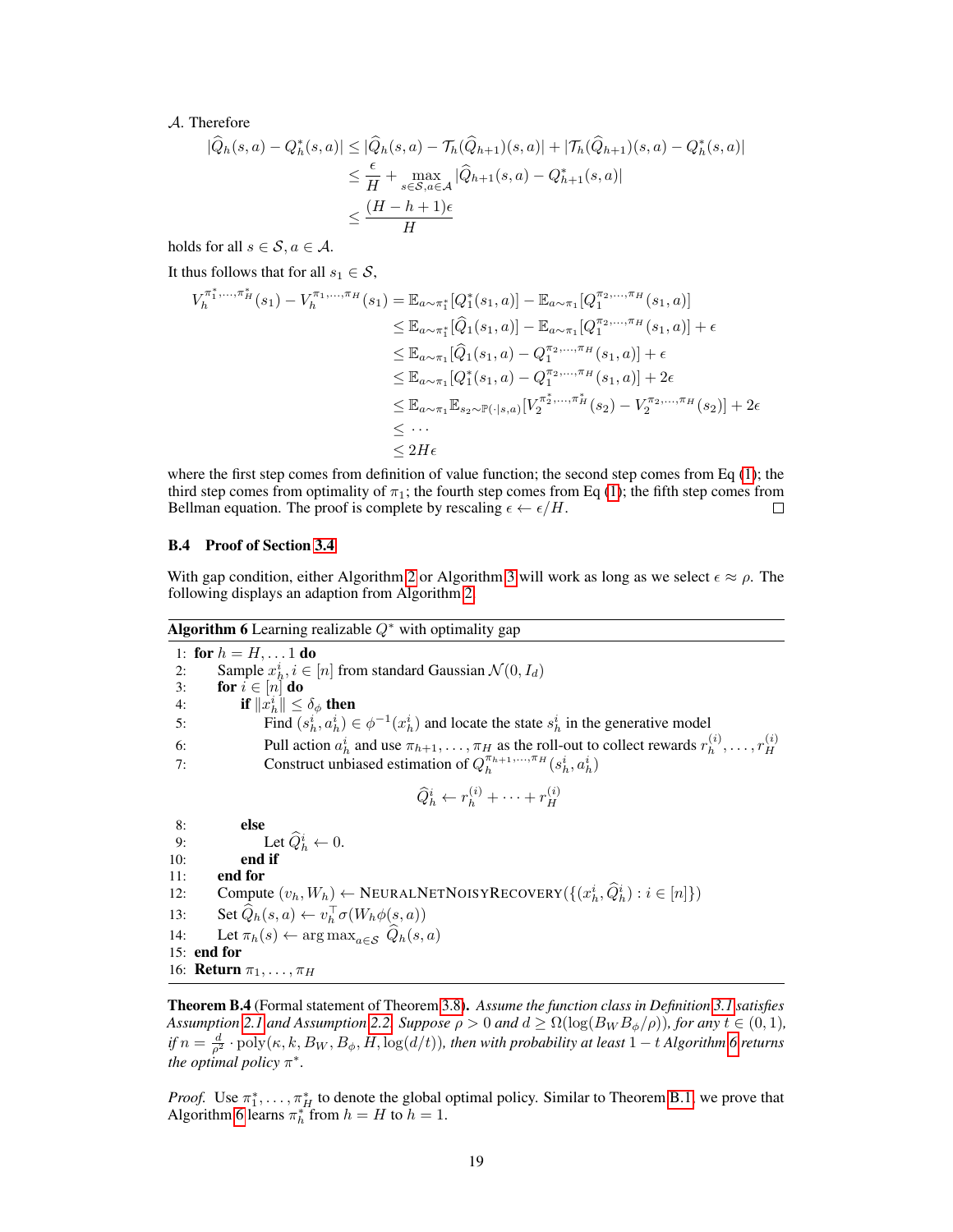$\mathcal{A}$. Therefore

$$
\begin{aligned}
|\widehat{Q}_h(s,a) - Q_h^*(s,a)| &\leq |\widehat{Q}_h(s,a) - \mathcal{T}_h(\widehat{Q}_{h+1})(s,a)| + |\mathcal{T}_h(\widehat{Q}_{h+1})(s,a) - Q_h^*(s,a)| \\
&\leq \frac{\epsilon}{H} + \max_{s\in\mathcal{S}, a\in\mathcal{A}} |\widehat{Q}_{h+1}(s,a) - Q_{h+1}^*(s,a)| \\
&\leq \frac{(H-h+1)\epsilon}{H}
\end{aligned}
$$

holds for all $s \in \mathcal{S}, a \in \mathcal{A}$.

It thus follows that for all $s_1 \in \mathcal{S}$,

$$
\begin{aligned}
V_h^{\pi_1^*,\ldots,\pi_H^*}(s_1) - V_h^{\pi_1,\ldots,\pi_H}(s_1) &= \mathbb{E}_{a\sim\pi_1^*}[Q_1^*(s_1,a)] - \mathbb{E}_{a\sim\pi_1}[Q_1^{\pi_2,\ldots,\pi_H}(s_1,a)] \\
&\leq \mathbb{E}_{a\sim\pi_1^*}[\widehat{Q}_1(s_1,a)] - \mathbb{E}_{a\sim\pi_1}[Q_1^{\pi_2,\ldots,\pi_H}(s_1,a)] + \epsilon \\
&\leq \mathbb{E}_{a\sim\pi_1}[\widehat{Q}_1(s_1,a) - Q_1^{\pi_2,\ldots,\pi_H}(s_1,a)] + \epsilon \\
&\leq \mathbb{E}_{a\sim\pi_1}[Q_1^*(s_1,a) - Q_1^{\pi_2,\ldots,\pi_H}(s_1,a)] + 2\epsilon \\
&\leq \mathbb{E}_{a\sim\pi_1}\mathbb{E}_{s_2\sim\mathbb{P}(\cdot|s,a)}[V_2^{\pi_2^*,\ldots,\pi_H^*}(s_2) - V_2^{\pi_2,\ldots,\pi_H}(s_2)] + 2\epsilon \\
&\leq \cdots \\
&\leq 2H\epsilon
\end{aligned}
$$

where the first step comes from definition of value function; the second step comes from Eq (1); the third step comes from optimality of $\pi_1$; the fourth step comes from Eq (1); the fifth step comes from Bellman equation. The proof is complete by rescaling $\epsilon \leftarrow \epsilon/H$. □

### B.4 Proof of Section 3.4

With gap condition, either Algorithm 2 or Algorithm 3 will work as long as we select $\epsilon \approx \rho$. The following displays an adaption from Algorithm 2.

**Algorithm 6** Learning realizable $Q^*$ with optimality gap

```
1: for h = H, ... 1 do
2:     Sample x_h^i, i ∈ [n] from standard Gaussian N(0, I_d)
3:     for i ∈ [n] do
4:         if ||x_h^i|| ≤ δ_φ then
5:             Find (s_h^i, a_h^i) ∈ φ^{-1}(x_h^i) and locate the state s_h^i in the generative model
6:             Pull action a_h^i and use π_{h+1}, ..., π_H as the roll-out to collect rewards r_h^{(i)}, ..., r_H^{(i)}
7:             Construct unbiased estimation of Q_h^{π_{h+1},...,π_H}(s_h^i, a_h^i)
                   Q̂_h^i ← r_h^{(i)} + ··· + r_H^{(i)}
8:         else
9:             Let Q̂_h^i ← 0.
10:        end if
11:    end for
12:    Compute (v_h, W_h) ← NEURALNETNOISYRECOVERY({(x_h^i, Q̂_h^i) : i ∈ [n]})
13:    Set Q̂_h(s, a) ← v_h^T σ(W_h φ(s, a))
14:    Let π_h(s) ← arg max_{a∈S} Q̂_h(s, a)
15: end for
16: Return π_1, ..., π_H
```

**Theorem B.4** (Formal statement of Theorem 3.8)**.** *Assume the function class in Definition 3.1 satisfies Assumption 2.1 and Assumption 2.2. Suppose $\rho > 0$ and $d \geq \Omega(\log(B_W B_\phi/\rho))$, for any $t \in (0,1)$, if $n = \frac{d}{\rho^2} \cdot \mathrm{poly}(\kappa, k, B_W, B_\phi, H, \log(d/t))$, then with probability at least $1-t$ Algorithm 6 returns the optimal policy $\pi^*$.*

*Proof.* Use $\pi_1^*, \ldots, \pi_H^*$ to denote the global optimal policy. Similar to Theorem B.1, we prove that Algorithm 6 learns $\pi_h^*$ from $h = H$ to $h = 1$.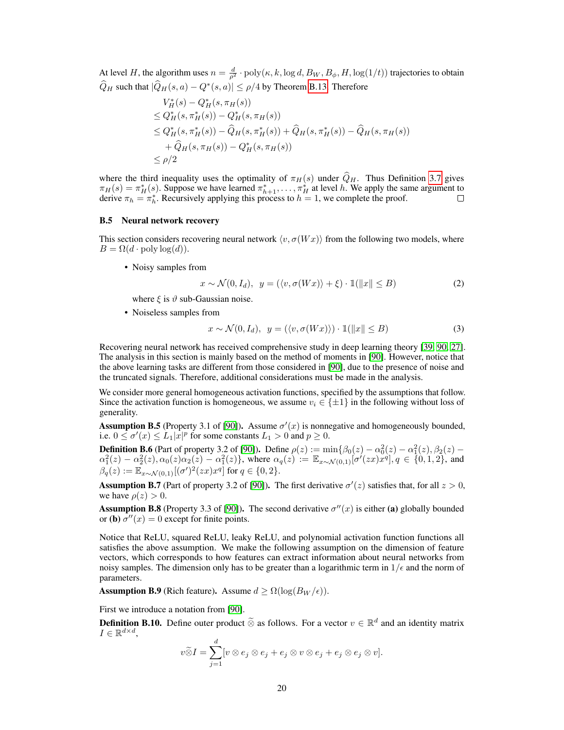At level $H$, the algorithm uses $n = \frac{d}{\rho^2} \cdot \text{poly}(\kappa, k, \log d, B_W, B_\phi, H, \log(1/t))$ trajectories to obtain $\widehat{Q}_H$ such that $|\widehat{Q}_H(s,a) - Q^*(s,a)| \leq \rho/4$ by Theorem B.13. Therefore

$$
\begin{aligned}
& V_H^*(s) - Q_H^*(s, \pi_H(s)) \\
\leq\ & Q_H^*(s, \pi_H^*(s)) - Q_H^*(s, \pi_H(s)) \\
\leq\ & Q_H^*(s, \pi_H^*(s)) - \widehat{Q}_H(s, \pi_H^*(s)) + \widehat{Q}_H(s, \pi_H^*(s)) - \widehat{Q}_H(s, \pi_H(s)) \\
& + \widehat{Q}_H(s, \pi_H(s)) - Q_H^*(s, \pi_H(s)) \\
\leq\ & \rho/2
\end{aligned}
$$

where the third inequality uses the optimality of $\pi_H(s)$ under $\widehat{Q}_H$. Thus Definition 3.7 gives $\pi_H(s) = \pi_H^*(s)$. Suppose we have learned $\pi_{h+1}^*, \ldots, \pi_H^*$ at level $h$. We apply the same argument to derive $\pi_h = \pi_h^*$. Recursively applying this process to $h = 1$, we complete the proof. □

### B.5 Neural network recovery

This section considers recovering neural network $\langle v, \sigma(Wx) \rangle$ from the following two models, where $B = \Omega(d \cdot \text{poly}\log(d))$.

- Noisy samples from

$$x \sim \mathcal{N}(0, I_d), \quad y = (\langle v, \sigma(Wx) \rangle + \xi) \cdot \mathbb{1}(\|x\| \leq B) \tag{2}$$

where $\xi$ is $\vartheta$ sub-Gaussian noise.

- Noiseless samples from

$$x \sim \mathcal{N}(0, I_d), \quad y = (\langle v, \sigma(Wx) \rangle) \cdot \mathbb{1}(\|x\| \leq B) \tag{3}$$

Recovering neural network has received comprehensive study in deep learning theory [39, 90, 27]. The analysis in this section is mainly based on the method of moments in [90]. However, notice that the above learning tasks are different from those considered in [90], due to the presence of noise and the truncated signals. Therefore, additional considerations must be made in the analysis.

We consider more general homogeneous activation functions, specified by the assumptions that follow. Since the activation function is homogeneous, we assume $v_i \in \{\pm 1\}$ in the following without loss of generality.

**Assumption B.5** (Property 3.1 of [90]). Assume $\sigma'(x)$ is nonnegative and homogeneously bounded, i.e. $0 \leq \sigma'(x) \leq L_1 |x|^p$ for some constants $L_1 > 0$ and $p \geq 0$.

**Definition B.6** (Part of property 3.2 of [90]). Define $\rho(z) := \min\{\beta_0(z) - \alpha_0^2(z) - \alpha_1^2(z), \beta_2(z) - \alpha_1^2(z) - \alpha_2^2(z), \alpha_0(z)\alpha_2(z) - \alpha_1^2(z)\}$, where $\alpha_q(z) := \mathbb{E}_{x \sim \mathcal{N}(0,1)}[\sigma'(zx)x^q], q \in \{0, 1, 2\}$, and $\beta_q(z) := \mathbb{E}_{x \sim \mathcal{N}(0,1)}[(\sigma')^2(zx)x^q]$ for $q \in \{0, 2\}$.

**Assumption B.7** (Part of property 3.2 of [90]). The first derivative $\sigma'(z)$ satisfies that, for all $z > 0$, we have $\rho(z) > 0$.

**Assumption B.8** (Property 3.3 of [90]). The second derivative $\sigma''(x)$ is either **(a)** globally bounded or **(b)** $\sigma''(x) = 0$ except for finite points.

Notice that ReLU, squared ReLU, leaky ReLU, and polynomial activation function functions all satisfies the above assumption. We make the following assumption on the dimension of feature vectors, which corresponds to how features can extract information about neural networks from noisy samples. The dimension only has to be greater than a logarithmic term in $1/\epsilon$ and the norm of parameters.

**Assumption B.9** (Rich feature). Assume $d \geq \Omega(\log(B_W/\epsilon))$.

First we introduce a notation from [90].

**Definition B.10.** Define outer product $\widetilde{\otimes}$ as follows. For a vector $v \in \mathbb{R}^d$ and an identity matrix $I \in \mathbb{R}^{d \times d}$,

$$v \widetilde{\otimes} I = \sum_{j=1}^{d} [v \otimes e_j \otimes e_j + e_j \otimes v \otimes e_j + e_j \otimes e_j \otimes v].$$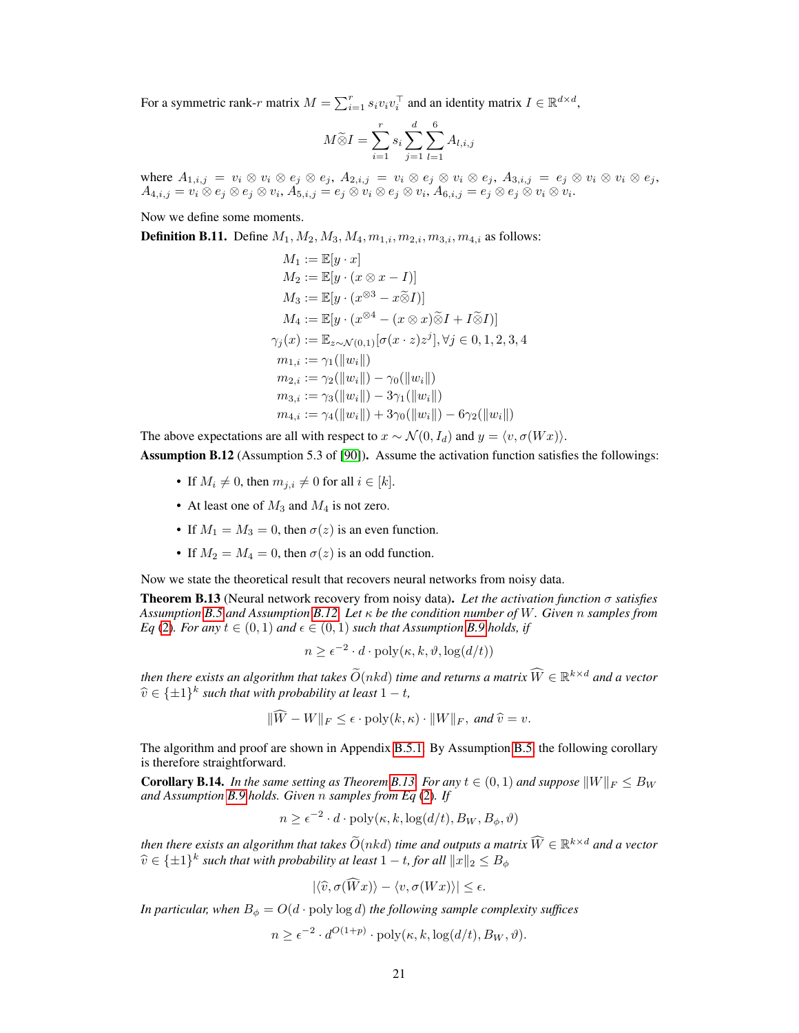For a symmetric rank-$r$ matrix $M = \sum_{i=1}^{r} s_i v_i v_i^\top$ and an identity matrix $I \in \mathbb{R}^{d\times d}$,

$$M \widetilde{\otimes} I = \sum_{i=1}^{r} s_i \sum_{j=1}^{d} \sum_{l=1}^{6} A_{l,i,j}$$

where $A_{1,i,j} = v_i \otimes v_i \otimes e_j \otimes e_j$, $A_{2,i,j} = v_i \otimes e_j \otimes v_i \otimes e_j$, $A_{3,i,j} = e_j \otimes v_i \otimes v_i \otimes e_j$, $A_{4,i,j} = v_i \otimes e_j \otimes e_j \otimes v_i$, $A_{5,i,j} = e_j \otimes v_i \otimes e_j \otimes v_i$, $A_{6,i,j} = e_j \otimes e_j \otimes v_i \otimes v_i$.

Now we define some moments.

**Definition B.11.** Define $M_1, M_2, M_3, M_4, m_{1,i}, m_{2,i}, m_{3,i}, m_{4,i}$ as follows:

$$\begin{aligned}
M_1 &:= \mathbb{E}[y \cdot x] \\
M_2 &:= \mathbb{E}[y \cdot (x \otimes x - I)] \\
M_3 &:= \mathbb{E}[y \cdot (x^{\otimes 3} - x \widetilde{\otimes} I)] \\
M_4 &:= \mathbb{E}[y \cdot (x^{\otimes 4} - (x \otimes x) \widetilde{\otimes} I + I \widetilde{\otimes} I)] \\
\gamma_j(x) &:= \mathbb{E}_{z\sim\mathcal{N}(0,1)}[\sigma(x \cdot z) z^j], \forall j \in 0, 1, 2, 3, 4 \\
m_{1,i} &:= \gamma_1(\|w_i\|) \\
m_{2,i} &:= \gamma_2(\|w_i\|) - \gamma_0(\|w_i\|) \\
m_{3,i} &:= \gamma_3(\|w_i\|) - 3\gamma_1(\|w_i\|) \\
m_{4,i} &:= \gamma_4(\|w_i\|) + 3\gamma_0(\|w_i\|) - 6\gamma_2(\|w_i\|)
\end{aligned}$$

The above expectations are all with respect to $x \sim \mathcal{N}(0, I_d)$ and $y = \langle v, \sigma(Wx)\rangle$.

**Assumption B.12** **(Assumption 5.3 of [90]).** Assume the activation function satisfies the followings:

- If $M_i \neq 0$, then $m_{j,i} \neq 0$ for all $i \in [k]$.
- At least one of $M_3$ and $M_4$ is not zero.
- If $M_1 = M_3 = 0$, then $\sigma(z)$ is an even function.
- If $M_2 = M_4 = 0$, then $\sigma(z)$ is an odd function.

Now we state the theoretical result that recovers neural networks from noisy data.

**Theorem B.13** (Neural network recovery from noisy data)**.** *Let the activation function $\sigma$ satisfies Assumption B.5 and Assumption B.12. Let $\kappa$ be the condition number of $W$. Given $n$ samples from Eq (2). For any $t \in (0, 1)$ and $\epsilon \in (0, 1)$ such that Assumption B.9 holds, if*

$$n \geq \epsilon^{-2} \cdot d \cdot \mathrm{poly}(\kappa, k, \vartheta, \log(d/t))$$

*then there exists an algorithm that takes $\widetilde{O}(nkd)$ time and returns a matrix $\widehat{W} \in \mathbb{R}^{k\times d}$ and a vector $\widehat{v} \in \{\pm 1\}^k$ such that with probability at least $1 - t$,*

$$\|\widehat{W} - W\|_F \leq \epsilon \cdot \mathrm{poly}(k, \kappa) \cdot \|W\|_F, \text{ and } \widehat{v} = v.$$

The algorithm and proof are shown in Appendix B.5.1. By Assumption B.5, the following corollary is therefore straightforward.

**Corollary B.14.** *In the same setting as Theorem B.13. For any $t \in (0, 1)$ and suppose $\|W\|_F \leq B_W$ and Assumption B.9 holds. Given $n$ samples from Eq (2). If*

$$n \geq \epsilon^{-2} \cdot d \cdot \mathrm{poly}(\kappa, k, \log(d/t), B_W, B_\phi, \vartheta)$$

*then there exists an algorithm that takes $\widetilde{O}(nkd)$ time and outputs a matrix $\widehat{W} \in \mathbb{R}^{k\times d}$ and a vector $\widehat{v} \in \{\pm 1\}^k$ such that with probability at least $1 - t$, for all $\|x\|_2 \leq B_\phi$*

$$|\langle \widehat{v}, \sigma(\widehat{W}x)\rangle - \langle v, \sigma(Wx)\rangle| \leq \epsilon.$$

*In particular, when $B_\phi = O(d \cdot \mathrm{poly}\log d)$ the following sample complexity suffices*

$$n \geq \epsilon^{-2} \cdot d^{O(1+p)} \cdot \mathrm{poly}(\kappa, k, \log(d/t), B_W, \vartheta).$$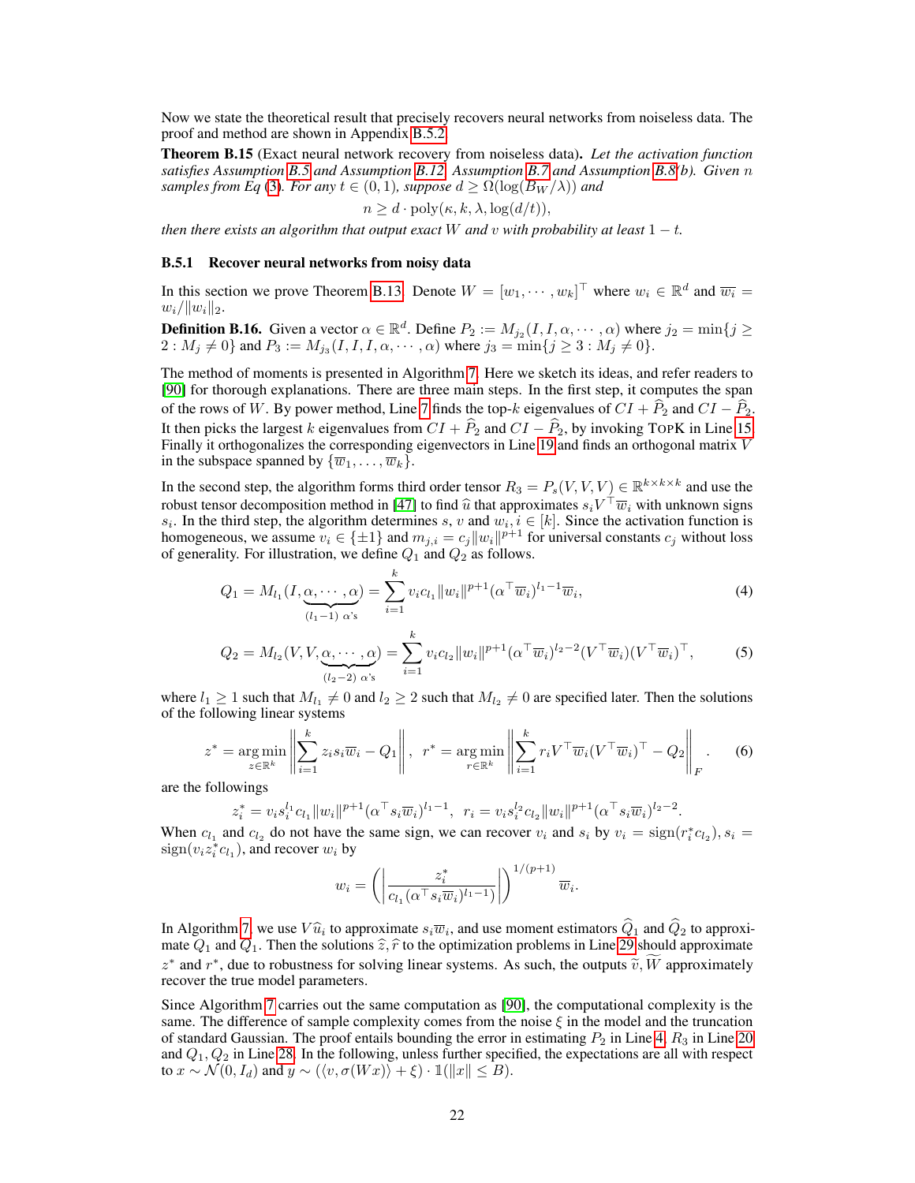Now we state the theoretical result that precisely recovers neural networks from noiseless data. The proof and method are shown in Appendix B.5.2.

**Theorem B.15** (Exact neural network recovery from noiseless data)**.** *Let the activation function satisfies Assumption B.5 and Assumption B.12, Assumption B.7 and Assumption B.8(b). Given $n$ samples from Eq (3). For any $t \in (0,1)$, suppose $d \geq \Omega(\log(B_W/\lambda))$ and*

$$n \geq d \cdot \mathrm{poly}(\kappa, k, \lambda, \log(d/t)),$$

*then there exists an algorithm that output exact $W$ and $v$ with probability at least $1-t$.*

### B.5.1 Recover neural networks from noisy data

In this section we prove Theorem B.13. Denote $W = [w_1, \cdots, w_k]^\top$ where $w_i \in \mathbb{R}^d$ and $\overline{w_i} = w_i/\|w_i\|_2$.

**Definition B.16.** Given a vector $\alpha \in \mathbb{R}^d$. Define $P_2 := M_{j_2}(I, I, \alpha, \cdots, \alpha)$ where $j_2 = \min\{j \geq 2 : M_j \neq 0\}$ and $P_3 := M_{j_3}(I, I, I, \alpha, \cdots, \alpha)$ where $j_3 = \min\{j \geq 3 : M_j \neq 0\}$.

The method of moments is presented in Algorithm 7. Here we sketch its ideas, and refer readers to [90] for thorough explanations. There are three main steps. In the first step, it computes the span of the rows of $W$. By power method, Line 7 finds the top-$k$ eigenvalues of $CI + \widehat{P}_2$ and $CI - \widehat{P}_2$. It then picks the largest $k$ eigenvalues from $CI + \widehat{P}_2$ and $CI - \widehat{P}_2$, by invoking TopK in Line 15. Finally it orthogonalizes the corresponding eigenvectors in Line 19 and finds an orthogonal matrix $V$ in the subspace spanned by $\{\overline{w}_1, \ldots, \overline{w}_k\}$.

In the second step, the algorithm forms third order tensor $R_3 = P_s(V, V, V) \in \mathbb{R}^{k \times k \times k}$ and use the robust tensor decomposition method in [47] to find $\widehat{u}$ that approximates $s_i V^\top \overline{w}_i$ with unknown signs $s_i$. In the third step, the algorithm determines $s$, $v$ and $w_i, i \in [k]$. Since the activation function is homogeneous, we assume $v_i \in \{\pm 1\}$ and $m_{j,i} = c_j \|w_i\|^{p+1}$ for universal constants $c_j$ without loss of generality. For illustration, we define $Q_1$ and $Q_2$ as follows.

$$Q_1 = M_{l_1}(I, \underbrace{\alpha, \cdots, \alpha}_{(l_1-1)\ \alpha\text{'s}}) = \sum_{i=1}^{k} v_i c_{l_1} \|w_i\|^{p+1} (\alpha^\top \overline{w}_i)^{l_1 - 1} \overline{w}_i, \tag{4}$$

$$Q_2 = M_{l_2}(V, V, \underbrace{\alpha, \cdots, \alpha}_{(l_2-2)\ \alpha\text{'s}}) = \sum_{i=1}^{k} v_i c_{l_2} \|w_i\|^{p+1} (\alpha^\top \overline{w}_i)^{l_2 - 2} (V^\top \overline{w}_i)(V^\top \overline{w}_i)^\top, \tag{5}$$

where $l_1 \geq 1$ such that $M_{l_1} \neq 0$ and $l_2 \geq 2$ such that $M_{l_2} \neq 0$ are specified later. Then the solutions of the following linear systems

$$z^* = \arg\min_{z \in \mathbb{R}^k} \left\| \sum_{i=1}^{k} z_i s_i \overline{w}_i - Q_1 \right\|, \quad r^* = \arg\min_{r \in \mathbb{R}^k} \left\| \sum_{i=1}^{k} r_i V^\top \overline{w}_i (V^\top \overline{w}_i)^\top - Q_2 \right\|_F. \tag{6}$$

are the followings

$$z_i^* = v_i s_i^{l_1} c_{l_1} \|w_i\|^{p+1} (\alpha^\top s_i \overline{w}_i)^{l_1 - 1}, \quad r_i = v_i s_i^{l_2} c_{l_2} \|w_i\|^{p+1} (\alpha^\top s_i \overline{w}_i)^{l_2 - 2}.$$

When $c_{l_1}$ and $c_{l_2}$ do not have the same sign, we can recover $v_i$ and $s_i$ by $v_i = \mathrm{sign}(r_i^* c_{l_2})$, $s_i = \mathrm{sign}(v_i z_i^* c_{l_1})$, and recover $w_i$ by

$$w_i = \left( \left| \frac{z_i^*}{c_{l_1} (\alpha^\top s_i \overline{w}_i)^{l_1 - 1}} \right| \right)^{1/(p+1)} \overline{w}_i.$$

In Algorithm 7, we use $V\widehat{u}_i$ to approximate $s_i \overline{w}_i$, and use moment estimators $\widehat{Q}_1$ and $\widehat{Q}_2$ to approximate $Q_1$ and $Q_1$. Then the solutions $\widehat{z}, \widehat{r}$ to the optimization problems in Line 29 should approximate $z^*$ and $r^*$, due to robustness for solving linear systems. As such, the outputs $\widetilde{v}, \widetilde{W}$ approximately recover the true model parameters.

Since Algorithm 7 carries out the same computation as [90], the computational complexity is the same. The difference of sample complexity comes from the noise $\xi$ in the model and the truncation of standard Gaussian. The proof entails bounding the error in estimating $P_2$ in Line 4, $R_3$ in Line 20 and $Q_1, Q_2$ in Line 28. In the following, unless further specified, the expectations are all with respect to $x \sim \mathcal{N}(0, I_d)$ and $y \sim (\langle v, \sigma(Wx) \rangle + \xi) \cdot \mathbb{1}(\|x\| \leq B)$.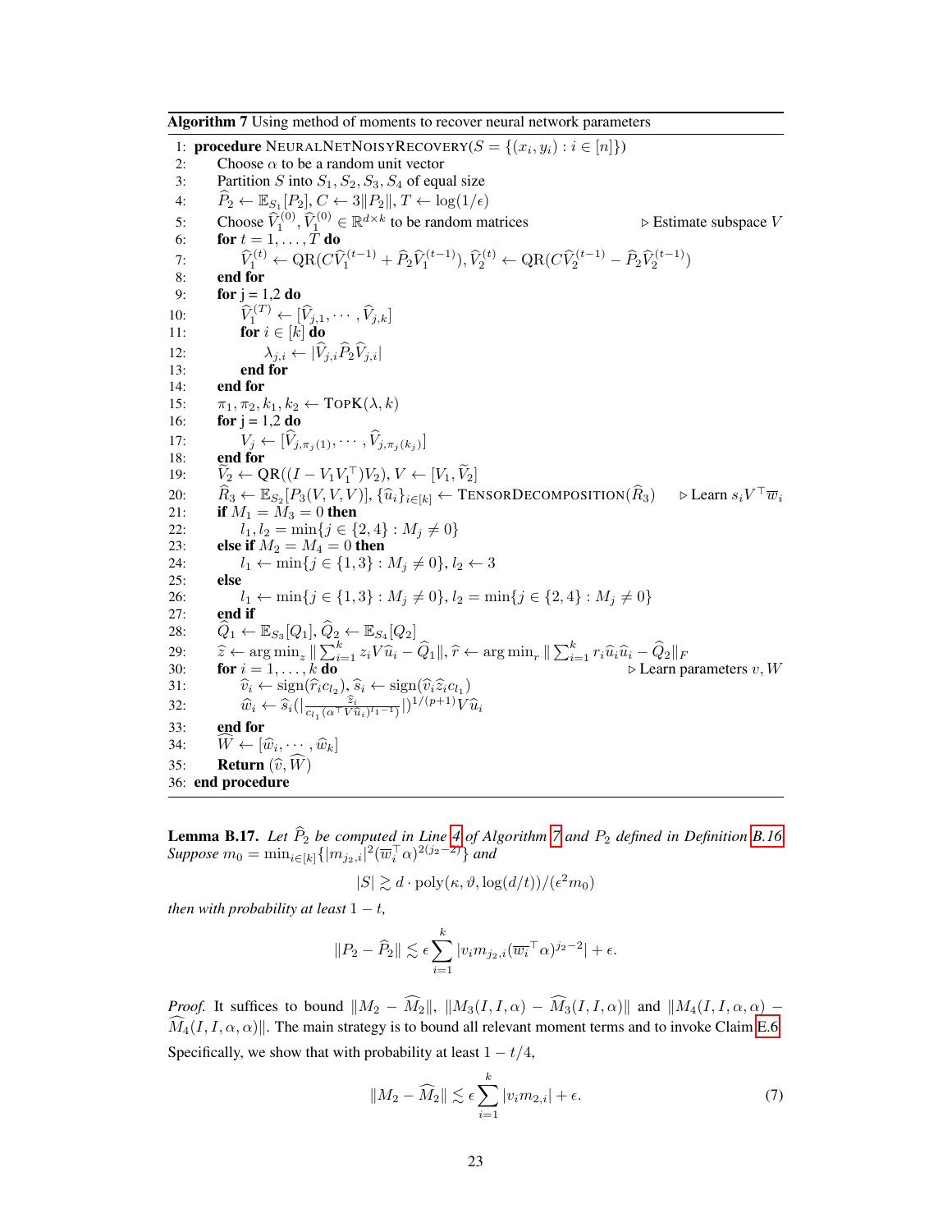**Algorithm 7** Using method of moments to recover neural network parameters

```
1: procedure NeuralNetNoisyRecovery(S = {(x_i, y_i) : i ∈ [n]})
2:     Choose α to be a random unit vector
3:     Partition S into S_1, S_2, S_3, S_4 of equal size
4:     P̂_2 ← E_{S_1}[P_2], C ← 3‖P_2‖, T ← log(1/ε)
5:     Choose V̂_1^(0), V̂_1^(0) ∈ R^{d×k} to be random matrices          ▷ Estimate subspace V
6:     for t = 1, ..., T do
7:         V̂_1^(t) ← QR(C V̂_1^(t−1) + P̂_2 V̂_1^(t−1)), V̂_2^(t) ← QR(C V̂_2^(t−1) − P̂_2 V̂_2^(t−1))
8:     end for
9:     for j = 1,2 do
10:        V̂_1^(T) ← [V̂_{j,1}, ..., V̂_{j,k}]
11:        for i ∈ [k] do
12:            λ_{j,i} ← |V̂_{j,i} P̂_2 V̂_{j,i}|
13:        end for
14:    end for
15:    π_1, π_2, k_1, k_2 ← TopK(λ, k)
16:    for j = 1,2 do
17:        V_j ← [V̂_{j,π_j(1)}, ..., V̂_{j,π_j(k_j)}]
18:    end for
19:    Ṽ_2 ← QR((I − V_1 V_1^⊤) V_2), V ← [V_1, Ṽ_2]
20:    R̂_3 ← E_{S_2}[P_3(V, V, V)], {û_i}_{i∈[k]} ← TensorDecomposition(R̂_3)     ▷ Learn s_i V^⊤ w̄_i
21:    if M_1 = M_3 = 0 then
22:        l_1, l_2 = min{j ∈ {2,4} : M_j ≠ 0}
23:    else if M_2 = M_4 = 0 then
24:        l_1 ← min{j ∈ {1,3} : M_j ≠ 0}, l_2 ← 3
25:    else
26:        l_1 ← min{j ∈ {1,3} : M_j ≠ 0}, l_2 = min{j ∈ {2,4} : M_j ≠ 0}
27:    end if
28:    Q̂_1 ← E_{S_3}[Q_1], Q̂_2 ← E_{S_4}[Q_2]
29:    ẑ ← argmin_z ‖Σ_{i=1}^k z_i V û_i − Q̂_1‖, r̂ ← argmin_r ‖Σ_{i=1}^k r_i û_i û_i − Q̂_2‖_F
30:    for i = 1, ..., k do                                              ▷ Learn parameters v, W
31:        v̂_i ← sign(r̂_i c_{l_2}), ŝ_i ← sign(v̂_i ẑ_i c_{l_1})
32:        ŵ_i ← ŝ_i(|ẑ_i / (c_{l_1}(α^⊤ V û_i)^{l_1−1})|)^{1/(p+1)} V û_i
33:    end for
34:    Ŵ ← [ŵ_i, ..., ŵ_k]
35:    Return (v̂, Ŵ)
36: end procedure
```

**Lemma B.17.** *Let $\widehat{P}_2$ be computed in Line 4 of Algorithm 7 and $P_2$ defined in Definition B.16. Suppose $m_0 = \min_{i\in[k]}\{|m_{j_2,i}|^2(\overline{w}_i^\top\alpha)^{2(j_2-2)}\}$ and*

$$|S| \gtrsim d \cdot \mathrm{poly}(\kappa, \vartheta, \log(d/t))/(\epsilon^2 m_0)$$

*then with probability at least $1-t$,*

$$\|P_2 - \widehat{P}_2\| \lesssim \epsilon \sum_{i=1}^{k} |v_i m_{j_2,i}(\overline{w_i}^\top\alpha)^{j_2-2}| + \epsilon.$$

*Proof.* It suffices to bound $\|M_2 - \widehat{M_2}\|$, $\|M_3(I,I,\alpha) - \widehat{M_3}(I,I,\alpha)\|$ and $\|M_4(I,I,\alpha,\alpha) - \widehat{M}_4(I,I,\alpha,\alpha)\|$. The main strategy is to bound all relevant moment terms and to invoke Claim E.6. Specifically, we show that with probability at least $1-t/4$,

$$\|M_2 - \widehat{M_2}\| \lesssim \epsilon \sum_{i=1}^{k} |v_i m_{2,i}| + \epsilon. \tag{7}$$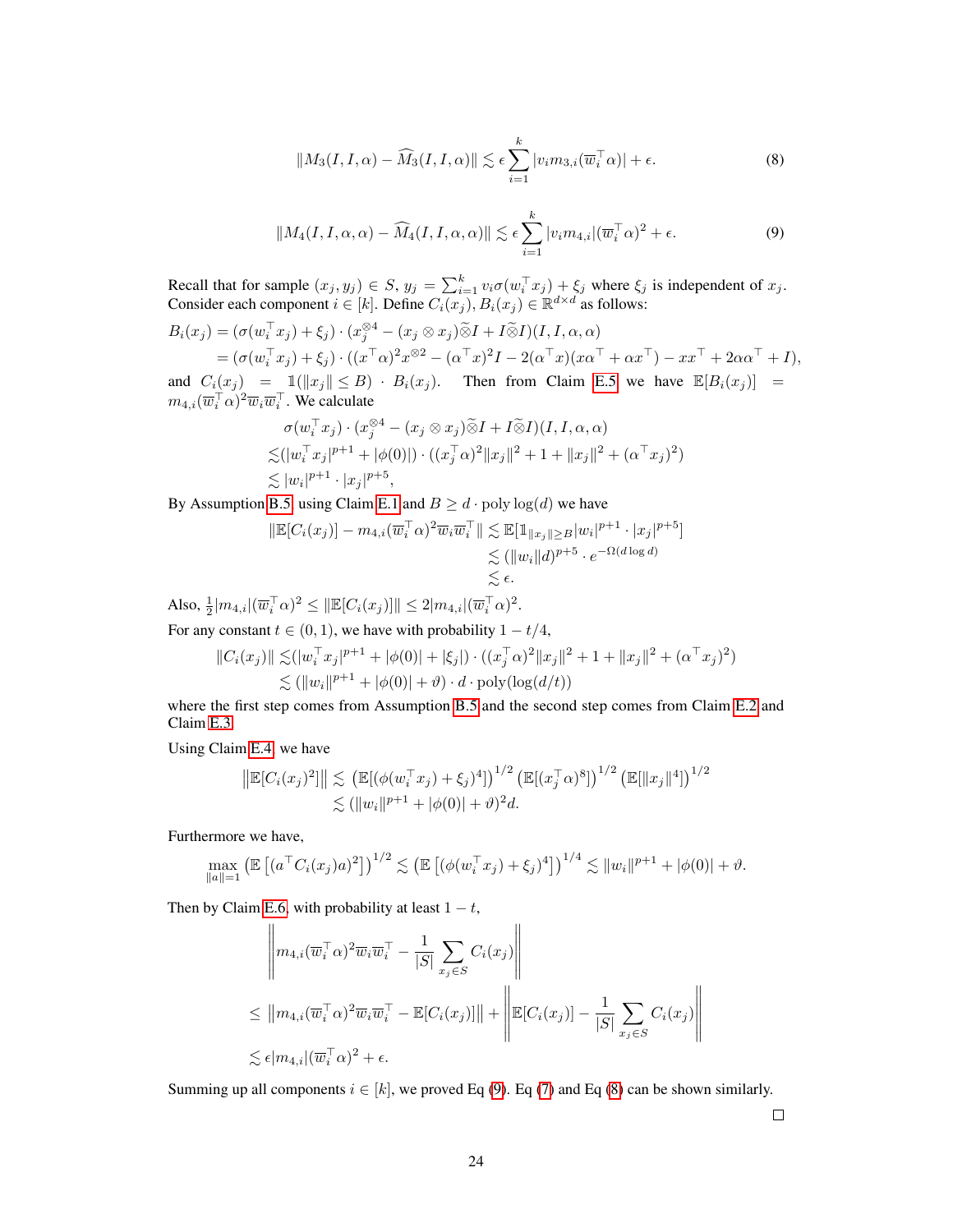$$\|M_3(I,I,\alpha) - \widehat{M}_3(I,I,\alpha)\| \lesssim \epsilon \sum_{i=1}^{k} |v_i m_{3,i}(\overline{w}_i^\top \alpha)| + \epsilon. \tag{8}$$

$$\|M_4(I,I,\alpha,\alpha) - \widehat{M}_4(I,I,\alpha,\alpha)\| \lesssim \epsilon \sum_{i=1}^{k} |v_i m_{4,i}|(\overline{w}_i^\top \alpha)^2 + \epsilon. \tag{9}$$

Recall that for sample $(x_j, y_j) \in S$, $y_j = \sum_{i=1}^{k} v_i \sigma(w_i^\top x_j) + \xi_j$ where $\xi_j$ is independent of $x_j$. Consider each component $i \in [k]$. Define $C_i(x_j), B_i(x_j) \in \mathbb{R}^{d\times d}$ as follows:

$$\begin{aligned}
B_i(x_j) &= (\sigma(w_i^\top x_j) + \xi_j) \cdot (x_j^{\otimes 4} - (x_j \otimes x_j)\widetilde{\otimes} I + I \widetilde{\otimes} I)(I,I,\alpha,\alpha) \\
&= (\sigma(w_i^\top x_j) + \xi_j) \cdot ((x^\top \alpha)^2 x^{\otimes 2} - (\alpha^\top x)^2 I - 2(\alpha^\top x)(x\alpha^\top + \alpha x^\top) - xx^\top + 2\alpha\alpha^\top + I),
\end{aligned}$$

and $C_i(x_j) = \mathbb{1}(\|x_j\| \leq B) \cdot B_i(x_j)$. Then from Claim E.5 we have $\mathbb{E}[B_i(x_j)] = m_{4,i}(\overline{w}_i^\top \alpha)^2 \overline{w}_i \overline{w}_i^\top$. We calculate

$$\begin{aligned}
&\sigma(w_i^\top x_j) \cdot (x_j^{\otimes 4} - (x_j \otimes x_j)\widetilde{\otimes} I + I \widetilde{\otimes} I)(I,I,\alpha,\alpha) \\
\lesssim & (|w_i^\top x_j|^{p+1} + |\phi(0)|) \cdot ((x_j^\top \alpha)^2 \|x_j\|^2 + 1 + \|x_j\|^2 + (\alpha^\top x_j)^2) \\
\lesssim & |w_i|^{p+1} \cdot |x_j|^{p+5},
\end{aligned}$$

By Assumption B.5, using Claim E.1 and $B \geq d \cdot \operatorname{poly}\log(d)$ we have

$$\begin{aligned}
\|\mathbb{E}[C_i(x_j)] - m_{4,i}(\overline{w}_i^\top \alpha)^2 \overline{w}_i \overline{w}_i^\top\| &\lesssim \mathbb{E}[\mathbb{1}_{\|x_j\| \geq B} |w_i|^{p+1} \cdot |x_j|^{p+5}] \\
&\lesssim (\|w_i\| d)^{p+5} \cdot e^{-\Omega(d \log d)} \\
&\lesssim \epsilon.
\end{aligned}$$

Also, $\frac{1}{2}|m_{4,i}|(\overline{w}_i^\top \alpha)^2 \leq \|\mathbb{E}[C_i(x_j)]\| \leq 2|m_{4,i}(\overline{w}_i^\top \alpha)^2$.

For any constant $t \in (0,1)$, we have with probability $1 - t/4$,

$$\begin{aligned}
\|C_i(x_j)\| &\lesssim (|w_i^\top x_j|^{p+1} + |\phi(0)| + |\xi_j|) \cdot ((x_j^\top \alpha)^2 \|x_j\|^2 + 1 + \|x_j\|^2 + (\alpha^\top x_j)^2) \\
&\lesssim (\|w_i\|^{p+1} + |\phi(0)| + \vartheta) \cdot d \cdot \operatorname{poly}(\log(d/t))
\end{aligned}$$

where the first step comes from Assumption B.5 and the second step comes from Claim E.2 and Claim E.3.

Using Claim E.4, we have

$$\begin{aligned}
\left\|\mathbb{E}[C_i(x_j)^2]\right\| &\lesssim \left(\mathbb{E}[(\phi(w_i^\top x_j) + \xi_j)^4]\right)^{1/2} \left(\mathbb{E}[(x_j^\top \alpha)^8]\right)^{1/2} \left(\mathbb{E}[\|x_j\|^4]\right)^{1/2} \\
&\lesssim (\|w_i\|^{p+1} + |\phi(0)| + \vartheta)^2 d.
\end{aligned}$$

Furthermore we have,

$$\max_{\|a\|=1} \left(\mathbb{E}\left[(a^\top C_i(x_j) a)^2\right]\right)^{1/2} \lesssim \left(\mathbb{E}\left[(\phi(w_i^\top x_j) + \xi_j)^4\right]\right)^{1/4} \lesssim \|w_i\|^{p+1} + |\phi(0)| + \vartheta.$$

Then by Claim E.6, with probability at least $1 - t$,

$$\begin{aligned}
&\left\| m_{4,i}(\overline{w}_i^\top \alpha)^2 \overline{w}_i \overline{w}_i^\top - \frac{1}{|S|} \sum_{x_j \in S} C_i(x_j) \right\| \\
\leq & \left\| m_{4,i}(\overline{w}_i^\top \alpha)^2 \overline{w}_i \overline{w}_i^\top - \mathbb{E}[C_i(x_j)] \right\| + \left\| \mathbb{E}[C_i(x_j)] - \frac{1}{|S|} \sum_{x_j \in S} C_i(x_j) \right\| \\
\lesssim & \epsilon |m_{4,i}|(\overline{w}_i^\top \alpha)^2 + \epsilon.
\end{aligned}$$

Summing up all components $i \in [k]$, we proved Eq (9). Eq (7) and Eq (8) can be shown similarly. $\square$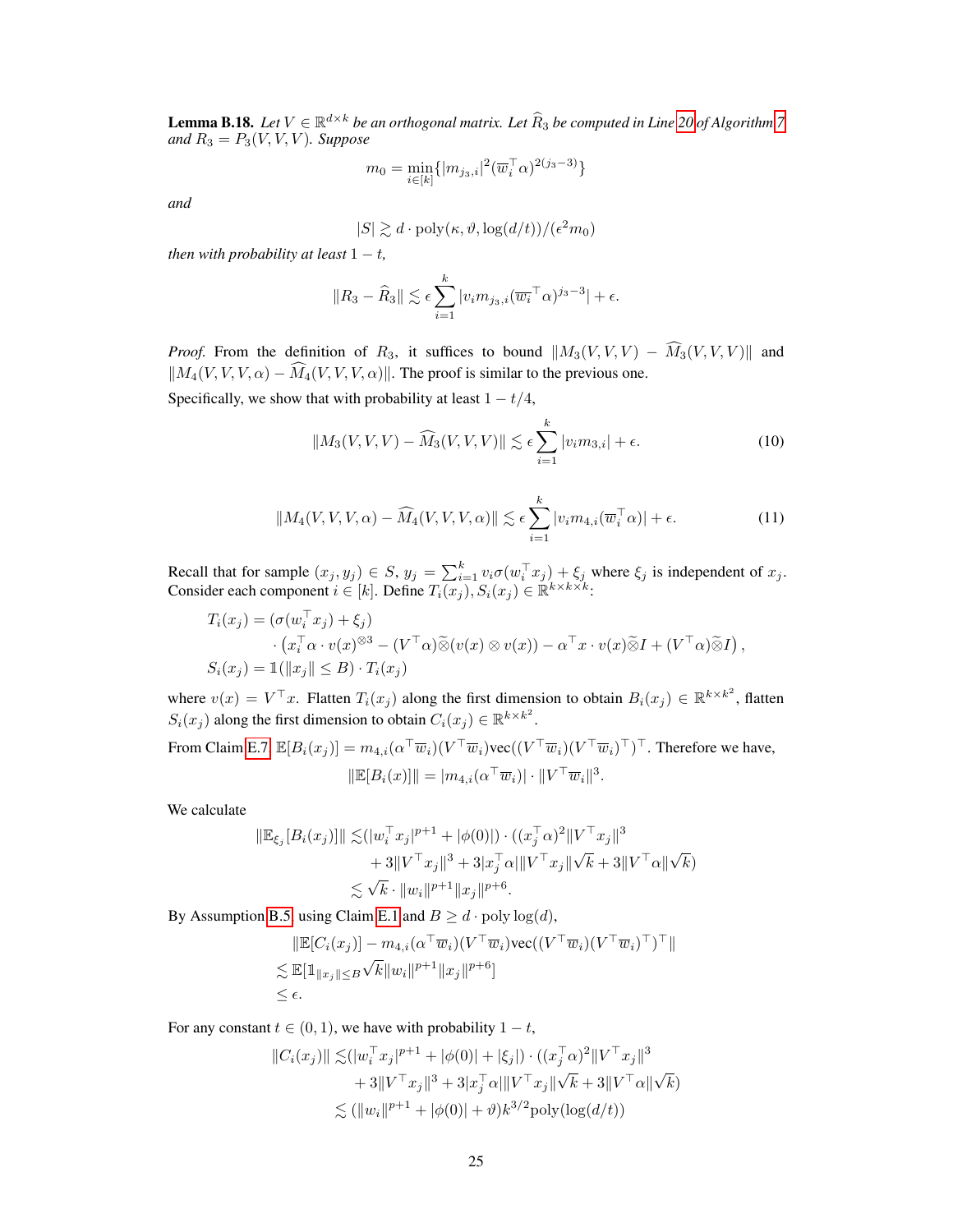**Lemma B.18.** *Let $V \in \mathbb{R}^{d\times k}$ be an orthogonal matrix. Let $\widehat{R}_3$ be computed in Line 20 of Algorithm 7 and $R_3 = P_3(V,V,V)$. Suppose*

$$m_0 = \min_{i\in[k]}\{|m_{j_3,i}|^2(\overline{w}_i^\top \alpha)^{2(j_3-3)}\}$$

*and*

$$|S| \gtrsim d\cdot \mathrm{poly}(\kappa, \vartheta, \log(d/t))/(\epsilon^2 m_0)$$

*then with probability at least $1-t$,*

$$\|R_3 - \widehat{R}_3\| \lesssim \epsilon \sum_{i=1}^k |v_i m_{j_3,i}(\overline{w_i}^\top \alpha)^{j_3-3}| + \epsilon.$$

*Proof.* From the definition of $R_3$, it suffices to bound $\|M_3(V,V,V) - \widehat{M}_3(V,V,V)\|$ and $\|M_4(V,V,V,\alpha) - \widehat{M}_4(V,V,V,\alpha)\|$. The proof is similar to the previous one.

Specifically, we show that with probability at least $1-t/4$,

$$\|M_3(V,V,V) - \widehat{M}_3(V,V,V)\| \lesssim \epsilon \sum_{i=1}^k |v_i m_{3,i}| + \epsilon. \tag{10}$$

$$\|M_4(V,V,V,\alpha) - \widehat{M}_4(V,V,V,\alpha)\| \lesssim \epsilon \sum_{i=1}^k |v_i m_{4,i}(\overline{w}_i^\top \alpha)| + \epsilon. \tag{11}$$

Recall that for sample $(x_j, y_j) \in S$, $y_j = \sum_{i=1}^k v_i \sigma(w_i^\top x_j) + \xi_j$ where $\xi_j$ is independent of $x_j$. Consider each component $i \in [k]$. Define $T_i(x_j), S_i(x_j) \in \mathbb{R}^{k\times k\times k}$:

$$\begin{aligned}
T_i(x_j) &= (\sigma(w_i^\top x_j) + \xi_j) \\
&\quad \cdot \left(x_i^\top \alpha \cdot v(x)^{\otimes 3} - (V^\top \alpha)\widetilde{\otimes}(v(x)\otimes v(x)) - \alpha^\top x\cdot v(x)\widetilde{\otimes} I + (V^\top \alpha)\widetilde{\otimes} I\right), \\
S_i(x_j) &= \mathbb{1}(\|x_j\| \le B)\cdot T_i(x_j)
\end{aligned}$$

where $v(x) = V^\top x$. Flatten $T_i(x_j)$ along the first dimension to obtain $B_i(x_j) \in \mathbb{R}^{k\times k^2}$, flatten $S_i(x_j)$ along the first dimension to obtain $C_i(x_j) \in \mathbb{R}^{k\times k^2}$.

From Claim E.7, $\mathbb{E}[B_i(x_j)] = m_{4,i}(\alpha^\top \overline{w}_i)(V^\top \overline{w}_i)\mathrm{vec}((V^\top \overline{w}_i)(V^\top \overline{w}_i)^\top)^\top$. Therefore we have,

$$\|\mathbb{E}[B_i(x)]\| = |m_{4,i}(\alpha^\top \overline{w}_i)|\cdot \|V^\top \overline{w}_i\|^3.$$

We calculate

$$\begin{aligned}
\|\mathbb{E}_{\xi_j}[B_i(x_j)]\| \lesssim &(|w_i^\top x_j|^{p+1} + |\phi(0)|)\cdot ((x_j^\top \alpha)^2 \|V^\top x_j\|^3 \\
&+ 3\|V^\top x_j\|^3 + 3|x_j^\top \alpha|\|V^\top x_j\|\sqrt{k} + 3\|V^\top \alpha\|\sqrt{k}) \\
\lesssim &\sqrt{k}\cdot \|w_i\|^{p+1}\|x_j\|^{p+6}.
\end{aligned}$$

By Assumption B.5, using Claim E.1 and $B \ge d\cdot \mathrm{poly}\log(d)$,

$$\begin{aligned}
&\|\mathbb{E}[C_i(x_j)] - m_{4,i}(\alpha^\top \overline{w}_i)(V^\top \overline{w}_i)\mathrm{vec}((V^\top \overline{w}_i)(V^\top \overline{w}_i)^\top)^\top\| \\
\lesssim &\mathbb{E}[\mathbb{1}_{\|x_j\|\le B}\sqrt{k}\|w_i\|^{p+1}\|x_j\|^{p+6}] \\
\le &\epsilon.
\end{aligned}$$

For any constant $t \in (0,1)$, we have with probability $1-t$,

$$\begin{aligned}
\|C_i(x_j)\| \lesssim &(|w_i^\top x_j|^{p+1} + |\phi(0)| + |\xi_j|)\cdot ((x_j^\top \alpha)^2\|V^\top x_j\|^3 \\
&+ 3\|V^\top x_j\|^3 + 3|x_j^\top \alpha|\|V^\top x_j\|\sqrt{k} + 3\|V^\top \alpha\|\sqrt{k}) \\
\lesssim &(\|w_i\|^{p+1} + |\phi(0)| + \vartheta)k^{3/2}\mathrm{poly}(\log(d/t))
\end{aligned}$$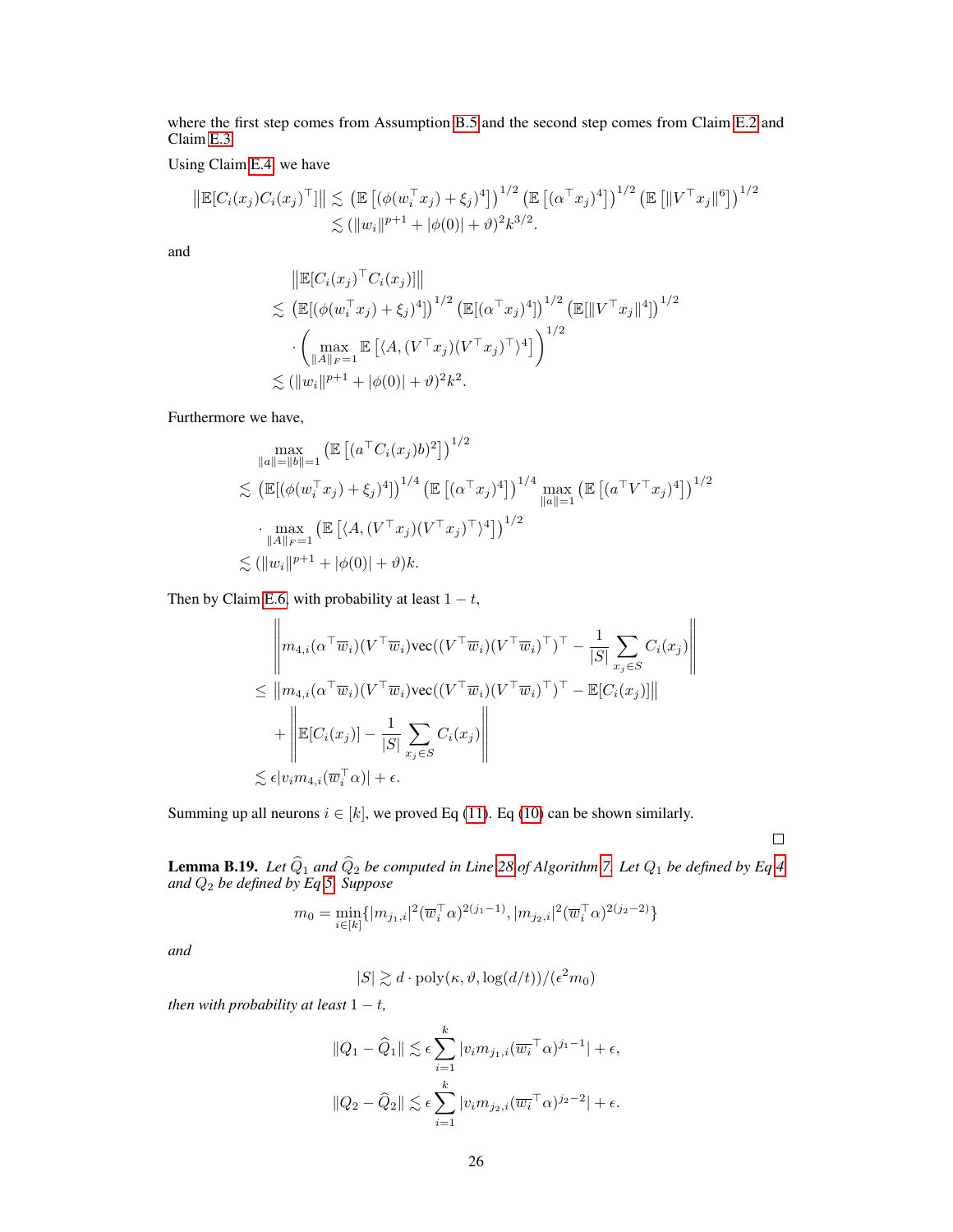where the first step comes from Assumption B.5 and the second step comes from Claim E.2 and Claim E.3.

Using Claim E.4, we have

$$\left\|\mathbb{E}[C_i(x_j)C_i(x_j)^\top]\right\| \lesssim \left(\mathbb{E}\left[(\phi(w_i^\top x_j)+\xi_j)^4\right]\right)^{1/2}\left(\mathbb{E}\left[(\alpha^\top x_j)^4\right]\right)^{1/2}\left(\mathbb{E}\left[\|V^\top x_j\|^6\right]\right)^{1/2}$$
$$\lesssim (\|w_i\|^{p+1}+|\phi(0)|+\vartheta)^2 k^{3/2}.$$

and

$$\left\|\mathbb{E}[C_i(x_j)^\top C_i(x_j)]\right\|$$
$$\lesssim \left(\mathbb{E}[(\phi(w_i^\top x_j)+\xi_j)^4]\right)^{1/2}\left(\mathbb{E}[(\alpha^\top x_j)^4]\right)^{1/2}\left(\mathbb{E}[\|V^\top x_j\|^4]\right)^{1/2}$$
$$\cdot\left(\max_{\|A\|_F=1}\mathbb{E}\left[\langle A,(V^\top x_j)(V^\top x_j)^\top\rangle^4\right]\right)^{1/2}$$
$$\lesssim (\|w_i\|^{p+1}+|\phi(0)|+\vartheta)^2 k^2.$$

Furthermore we have,

$$\max_{\|a\|=\|b\|=1}\left(\mathbb{E}\left[(a^\top C_i(x_j)b)^2\right]\right)^{1/2}$$
$$\lesssim \left(\mathbb{E}[(\phi(w_i^\top x_j)+\xi_j)^4]\right)^{1/4}\left(\mathbb{E}\left[(\alpha^\top x_j)^4\right]\right)^{1/4}\max_{\|a\|=1}\left(\mathbb{E}\left[(a^\top V^\top x_j)^4\right]\right)^{1/2}$$
$$\cdot\max_{\|A\|_F=1}\left(\mathbb{E}\left[\langle A,(V^\top x_j)(V^\top x_j)^\top\rangle^4\right]\right)^{1/2}$$
$$\lesssim (\|w_i\|^{p+1}+|\phi(0)|+\vartheta)k.$$

Then by Claim E.6, with probability at least $1-t$,

$$\left\|m_{4,i}(\alpha^\top\overline{w}_i)(V^\top\overline{w}_i)\mathrm{vec}((V^\top\overline{w}_i)(V^\top\overline{w}_i)^\top)^\top-\frac{1}{|S|}\sum_{x_j\in S}C_i(x_j)\right\|$$
$$\leq \left\|m_{4,i}(\alpha^\top\overline{w}_i)(V^\top\overline{w}_i)\mathrm{vec}((V^\top\overline{w}_i)(V^\top\overline{w}_i)^\top)^\top-\mathbb{E}[C_i(x_j)]\right\|$$
$$+\left\|\mathbb{E}[C_i(x_j)]-\frac{1}{|S|}\sum_{x_j\in S}C_i(x_j)\right\|$$
$$\lesssim \epsilon|v_i m_{4,i}(\overline{w}_i^\top\alpha)|+\epsilon.$$

Summing up all neurons $i\in[k]$, we proved Eq (11). Eq (10) can be shown similarly.

□

**Lemma B.19.** *Let $\widehat{Q}_1$ and $\widehat{Q}_2$ be computed in Line 28 of Algorithm 7. Let $Q_1$ be defined by Eq 4 and $Q_2$ be defined by Eq 5. Suppose*

$$m_0=\min_{i\in[k]}\{|m_{j_1,i}|^2(\overline{w}_i^\top\alpha)^{2(j_1-1)},|m_{j_2,i}|^2(\overline{w}_i^\top\alpha)^{2(j_2-2)}\}$$

*and*

$$|S|\gtrsim d\cdot\mathrm{poly}(\kappa,\vartheta,\log(d/t))/(\epsilon^2 m_0)$$

*then with probability at least $1-t$,*

$$\|Q_1-\widehat{Q}_1\|\lesssim \epsilon\sum_{i=1}^k|v_i m_{j_1,i}(\overline{w_i}^\top\alpha)^{j_1-1}|+\epsilon,$$
$$\|Q_2-\widehat{Q}_2\|\lesssim \epsilon\sum_{i=1}^k|v_i m_{j_2,i}(\overline{w_i}^\top\alpha)^{j_2-2}|+\epsilon.$$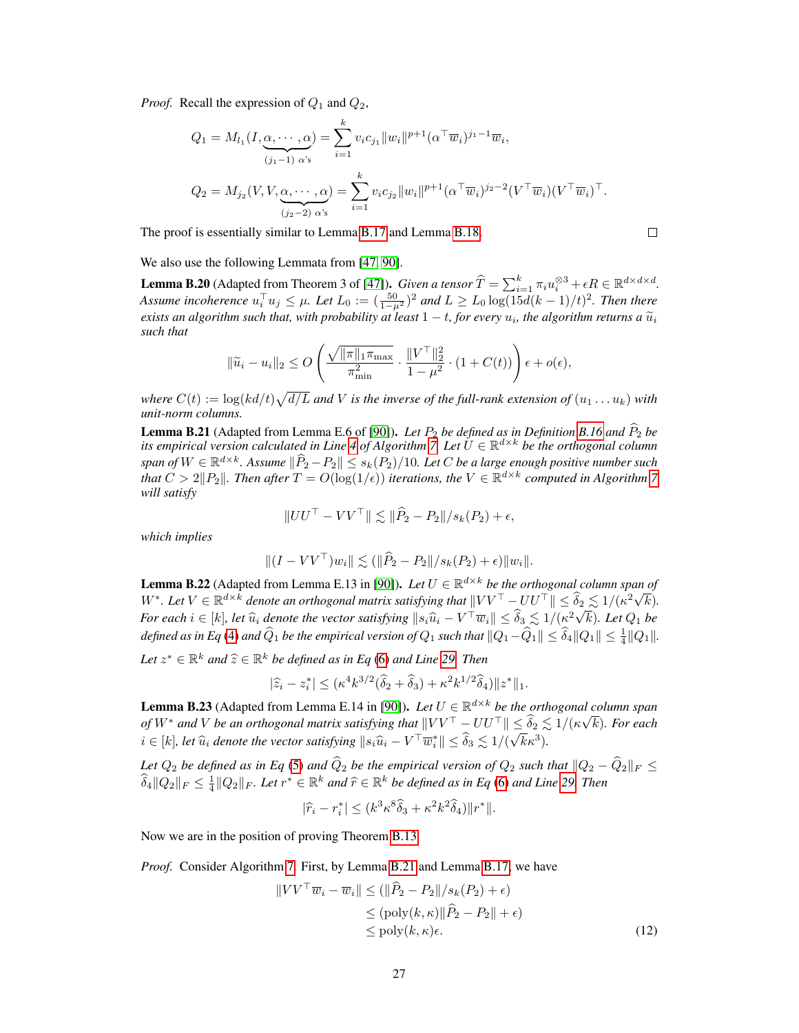*Proof.* Recall the expression of $Q_1$ and $Q_2$,

$$Q_1 = M_{l_1}(I, \underbrace{\alpha, \cdots, \alpha}_{(j_1-1)\ \alpha\text{'s}}) = \sum_{i=1}^{k} v_i c_{j_1} \|w_i\|^{p+1} (\alpha^\top \overline{w}_i)^{j_1 - 1} \overline{w}_i,$$

$$Q_2 = M_{j_2}(V, V, \underbrace{\alpha, \cdots, \alpha}_{(j_2-2)\ \alpha\text{'s}}) = \sum_{i=1}^{k} v_i c_{j_2} \|w_i\|^{p+1} (\alpha^\top \overline{w}_i)^{j_2 - 2} (V^\top \overline{w}_i)(V^\top \overline{w}_i)^\top.$$

The proof is essentially similar to Lemma B.17 and Lemma B.18. $\square$

We also use the following Lemmata from [47, 90].

**Lemma B.20** (Adapted from Theorem 3 of [47]). *Given a tensor $\widehat{T} = \sum_{i=1}^{k} \pi_i u_i^{\otimes 3} + \epsilon R \in \mathbb{R}^{d\times d\times d}$. Assume incoherence $u_i^\top u_j \le \mu$. Let $L_0 := (\frac{50}{1-\mu^2})^2$ and $L \ge L_0 \log(15d(k-1)/t)^2$. Then there exists an algorithm such that, with probability at least $1-t$, for every $u_i$, the algorithm returns a $\widetilde{u}_i$ such that*

$$\|\widetilde{u}_i - u_i\|_2 \le O\left( \frac{\sqrt{\|\pi\|_1 \pi_{\max}}}{\pi_{\min}^2} \cdot \frac{\|V^\top\|_2^2}{1-\mu^2} \cdot (1 + C(t)) \right) \epsilon + o(\epsilon),$$

*where $C(t) := \log(kd/t)\sqrt{d/L}$ and $V$ is the inverse of the full-rank extension of $(u_1 \ldots u_k)$ with unit-norm columns.*

**Lemma B.21** (Adapted from Lemma E.6 of [90]). *Let $P_2$ be defined as in Definition B.16 and $\widehat{P}_2$ be its empirical version calculated in Line 4 of Algorithm 7. Let $U \in \mathbb{R}^{d\times k}$ be the orthogonal column span of $W \in \mathbb{R}^{d\times k}$. Assume $\|\widehat{P}_2 - P_2\| \le s_k(P_2)/10$. Let $C$ be a large enough positive number such that $C > 2\|P_2\|$. Then after $T = O(\log(1/\epsilon))$ iterations, the $V \in \mathbb{R}^{d\times k}$ computed in Algorithm 7 will satisfy*

$$\|UU^\top - VV^\top\| \lesssim \|\widehat{P}_2 - P_2\|/s_k(P_2) + \epsilon,$$

*which implies*

$$\|(I - VV^\top)w_i\| \lesssim (\|\widehat{P}_2 - P_2\|/s_k(P_2) + \epsilon)\|w_i\|.$$

**Lemma B.22** (Adapted from Lemma E.13 in [90]). *Let $U \in \mathbb{R}^{d\times k}$ be the orthogonal column span of $W^*$. Let $V \in \mathbb{R}^{d\times k}$ denote an orthogonal matrix satisfying that $\|VV^\top - UU^\top\| \le \widehat{\delta}_2 \lesssim 1/(\kappa^2\sqrt{k})$. For each $i \in [k]$, let $\widehat{u}_i$ denote the vector satisfying $\|s_i\widehat{u}_i - V^\top \overline{w}_i\| \le \widehat{\delta}_3 \lesssim 1/(\kappa^2\sqrt{k})$. Let $Q_1$ be defined as in Eq (4) and $\widehat{Q}_1$ be the empirical version of $Q_1$ such that $\|Q_1 - \widehat{Q}_1\| \le \widehat{\delta}_4\|Q_1\| \le \frac{1}{4}\|Q_1\|$.*

*Let $z^* \in \mathbb{R}^k$ and $\widehat{z} \in \mathbb{R}^k$ be defined as in Eq (6) and Line 29. Then*

$$|\widehat{z}_i - z_i^*| \le (\kappa^4 k^{3/2}(\widehat{\delta}_2 + \widehat{\delta}_3) + \kappa^2 k^{1/2}\widehat{\delta}_4)\|z^*\|_1.$$

**Lemma B.23** (Adapted from Lemma E.14 in [90]). *Let $U \in \mathbb{R}^{d\times k}$ be the orthogonal column span of $W^*$ and $V$ be an orthogonal matrix satisfying that $\|VV^\top - UU^\top\| \le \widehat{\delta}_2 \lesssim 1/(\kappa\sqrt{k})$. For each $i \in [k]$, let $\widehat{u}_i$ denote the vector satisfying $\|s_i\widehat{u}_i - V^\top \overline{w}_i^*\| \le \widehat{\delta}_3 \lesssim 1/(\sqrt{k}\kappa^3)$.*

*Let $Q_2$ be defined as in Eq (5) and $\widehat{Q}_2$ be the empirical version of $Q_2$ such that $\|Q_2 - \widehat{Q}_2\|_F \le \widehat{\delta}_4\|Q_2\|_F \le \frac{1}{4}\|Q_2\|_F$. Let $r^* \in \mathbb{R}^k$ and $\widehat{r} \in \mathbb{R}^k$ be defined as in Eq (6) and Line 29. Then*

$$|\widehat{r}_i - r_i^*| \le (k^3\kappa^8\widehat{\delta}_3 + \kappa^2 k^2 \widehat{\delta}_4)\|r^*\|.$$

Now we are in the position of proving Theorem B.13.

*Proof.* Consider Algorithm 7. First, by Lemma B.21 and Lemma B.17, we have

$$\begin{aligned} \|VV^\top \overline{w}_i - \overline{w}_i\| &\le (\|\widehat{P}_2 - P_2\|/s_k(P_2) + \epsilon) \\ &\le (\text{poly}(k,\kappa)\|\widehat{P}_2 - P_2\| + \epsilon) \\ &\le \text{poly}(k,\kappa)\epsilon. \end{aligned} \tag{12}$$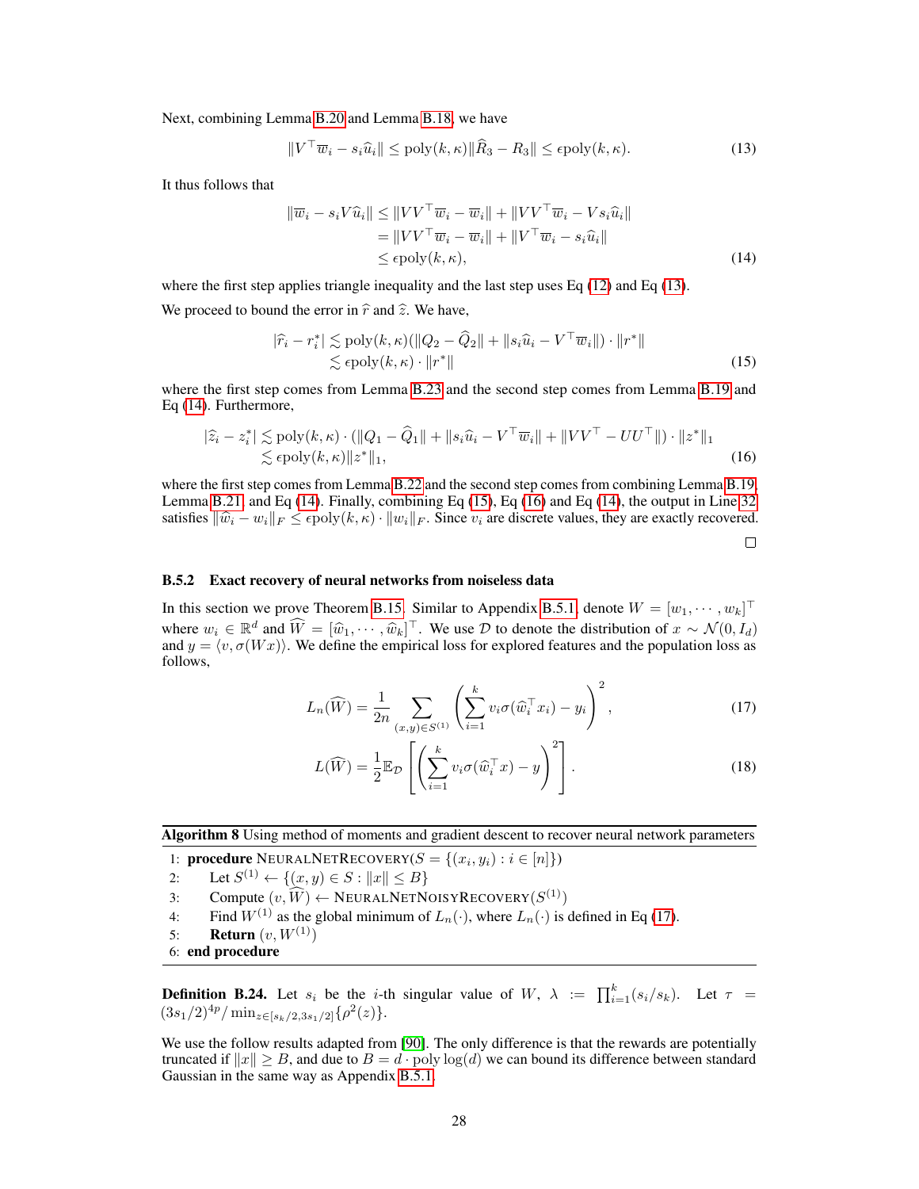Next, combining Lemma B.20 and Lemma B.18, we have

$$\|V^\top \overline{w}_i - s_i \widehat{u}_i\| \le \mathrm{poly}(k,\kappa)\|\widehat{R}_3 - R_3\| \le \epsilon \mathrm{poly}(k,\kappa). \tag{13}$$

It thus follows that

$$\begin{aligned}
\|\overline{w}_i - s_i V \widehat{u}_i\| &\le \|VV^\top \overline{w}_i - \overline{w}_i\| + \|VV^\top \overline{w}_i - V s_i \widehat{u}_i\| \\
&= \|VV^\top \overline{w}_i - \overline{w}_i\| + \|V^\top \overline{w}_i - s_i \widehat{u}_i\| \\
&\le \epsilon \mathrm{poly}(k,\kappa),
\end{aligned} \tag{14}$$

where the first step applies triangle inequality and the last step uses Eq (12) and Eq (13).

We proceed to bound the error in $\widehat{r}$ and $\widehat{z}$. We have,

$$\begin{aligned}
|\widehat{r}_i - r_i^*| &\lesssim \mathrm{poly}(k,\kappa)(\|Q_2 - \widehat{Q}_2\| + \|s_i\widehat{u}_i - V^\top \overline{w}_i\|) \cdot \|r^*\| \\
&\lesssim \epsilon \mathrm{poly}(k,\kappa) \cdot \|r^*\|
\end{aligned} \tag{15}$$

where the first step comes from Lemma B.23 and the second step comes from Lemma B.19 and Eq (14). Furthermore,

$$\begin{aligned}
|\widehat{z}_i - z_i^*| &\lesssim \mathrm{poly}(k,\kappa) \cdot (\|Q_1 - \widehat{Q}_1\| + \|s_i\widehat{u}_i - V^\top \overline{w}_i\| + \|VV^\top - UU^\top\|) \cdot \|z^*\|_1 \\
&\lesssim \epsilon \mathrm{poly}(k,\kappa)\|z^*\|_1,
\end{aligned} \tag{16}$$

where the first step comes from Lemma B.22 and the second step comes from combining Lemma B.19, Lemma B.21, and Eq (14). Finally, combining Eq (15), Eq (16) and Eq (14), the output in Line 32 satisfies $\|\widehat{w}_i - w_i\|_F \le \epsilon \mathrm{poly}(k,\kappa) \cdot \|w_i\|_F$. Since $v_i$ are discrete values, they are exactly recovered.

□

### B.5.2 Exact recovery of neural networks from noiseless data

In this section we prove Theorem B.15. Similar to Appendix B.5.1, denote $W = [w_1, \cdots, w_k]^\top$ where $w_i \in \mathbb{R}^d$ and $\widehat{W} = [\widehat{w}_1, \cdots, \widehat{w}_k]^\top$. We use $\mathcal{D}$ to denote the distribution of $x \sim \mathcal{N}(0, I_d)$ and $y = \langle v, \sigma(Wx)\rangle$. We define the empirical loss for explored features and the population loss as follows,

$$L_n(\widehat{W}) = \frac{1}{2n}\sum_{(x,y)\in S^{(1)}} \left(\sum_{i=1}^k v_i \sigma(\widehat{w}_i^\top x_i) - y_i\right)^2, \tag{17}$$

$$L(\widehat{W}) = \frac{1}{2}\mathbb{E}_{\mathcal{D}}\left[\left(\sum_{i=1}^k v_i \sigma(\widehat{w}_i^\top x) - y\right)^2\right]. \tag{18}$$

**Algorithm 8** Using method of moments and gradient descent to recover neural network parameters

```
1: procedure NeuralNetRecovery(S = {(x_i, y_i) : i ∈ [n]})
2:     Let S^(1) ← {(x, y) ∈ S : ||x|| ≤ B}
3:     Compute (v, Ŵ) ← NeuralNetNoisyRecovery(S^(1))
4:     Find W^(1) as the global minimum of L_n(·), where L_n(·) is defined in Eq (17).
5:     Return (v, W^(1))
6: end procedure
```

**Definition B.24.** Let $s_i$ be the $i$-th singular value of $W$, $\lambda := \prod_{i=1}^k (s_i/s_k)$. Let $\tau = (3s_1/2)^{4p}/\min_{z\in[s_k/2, 3s_1/2]}\{\rho^2(z)\}$.

We use the follow results adapted from [90]. The only difference is that the rewards are potentially truncated if $\|x\| \ge B$, and due to $B = d \cdot \mathrm{poly}\log(d)$ we can bound its difference between standard Gaussian in the same way as Appendix B.5.1.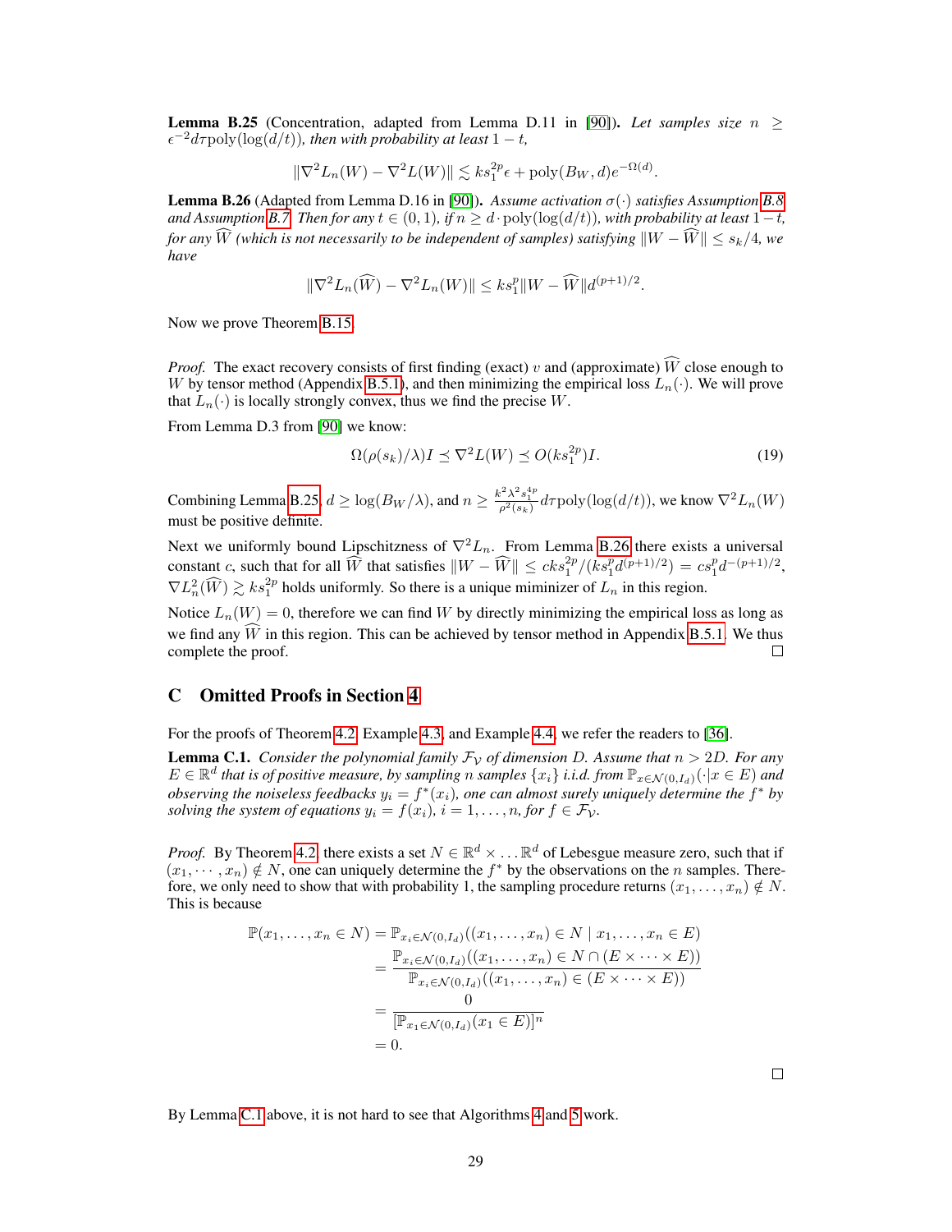**Lemma B.25** (Concentration, adapted from Lemma D.11 in [90]). *Let samples size $n \geq \epsilon^{-2} d\tau \text{poly}(\log(d/t))$, then with probability at least $1-t$,*

$$\|\nabla^2 L_n(W) - \nabla^2 L(W)\| \lesssim k s_1^{2p} \epsilon + \text{poly}(B_W, d) e^{-\Omega(d)}.$$

**Lemma B.26** (Adapted from Lemma D.16 in [90]). *Assume activation $\sigma(\cdot)$ satisfies Assumption B.8 and Assumption B.7. Then for any $t \in (0,1)$, if $n \geq d \cdot \text{poly}(\log(d/t))$, with probability at least $1-t$, for any $\widehat{W}$ (which is not necessarily to be independent of samples) satisfying $\|W - \widehat{W}\| \leq s_k/4$, we have*

$$\|\nabla^2 L_n(\widehat{W}) - \nabla^2 L_n(W)\| \leq k s_1^p \|W - \widehat{W}\| d^{(p+1)/2}.$$

Now we prove Theorem B.15.

*Proof.* The exact recovery consists of first finding (exact) $v$ and (approximate) $\widehat{W}$ close enough to $W$ by tensor method (Appendix B.5.1), and then minimizing the empirical loss $L_n(\cdot)$. We will prove that $L_n(\cdot)$ is locally strongly convex, thus we find the precise $W$.

From Lemma D.3 from [90] we know:

$$\Omega(\rho(s_k)/\lambda) I \preceq \nabla^2 L(W) \preceq O(k s_1^{2p}) I. \tag{19}$$

Combining Lemma B.25, $d \geq \log(B_W/\lambda)$, and $n \geq \frac{k^2 \lambda^2 s_1^{4p}}{\rho^2(s_k)} d\tau \text{poly}(\log(d/t))$, we know $\nabla^2 L_n(W)$ must be positive definite.

Next we uniformly bound Lipschitzness of $\nabla^2 L_n$. From Lemma B.26 there exists a universal constant $c$, such that for all $\widehat{W}$ that satisfies $\|W - \widehat{W}\| \leq c k s_1^{2p} / (k s_1^p d^{(p+1)/2}) = c s_1^p d^{-(p+1)/2}$, $\nabla L_n^2(\widehat{W}) \gtrsim k s_1^{2p}$ holds uniformly. So there is a unique miminizer of $L_n$ in this region.

Notice $L_n(W) = 0$, therefore we can find $W$ by directly minimizing the empirical loss as long as we find any $\widehat{W}$ in this region. This can be achieved by tensor method in Appendix B.5.1. We thus complete the proof. $\square$

## C Omitted Proofs in Section 4

For the proofs of Theorem 4.2, Example 4.3, and Example 4.4, we refer the readers to [36].

**Lemma C.1.** *Consider the polynomial family $\mathcal{F}_{\mathcal{V}}$ of dimension $D$. Assume that $n > 2D$. For any $E \in \mathbb{R}^d$ that is of positive measure, by sampling $n$ samples $\{x_i\}$ i.i.d. from $\mathbb{P}_{x \in \mathcal{N}(0, I_d)}(\cdot | x \in E)$ and observing the noiseless feedbacks $y_i = f^*(x_i)$, one can almost surely uniquely determine the $f^*$ by solving the system of equations $y_i = f(x_i)$, $i = 1, \ldots, n$, for $f \in \mathcal{F}_{\mathcal{V}}$.*

*Proof.* By Theorem 4.2, there exists a set $N \in \mathbb{R}^d \times \ldots \mathbb{R}^d$ of Lebesgue measure zero, such that if $(x_1, \cdots, x_n) \notin N$, one can uniquely determine the $f^*$ by the observations on the $n$ samples. Therefore, we only need to show that with probability 1, the sampling procedure returns $(x_1, \ldots, x_n) \notin N$. This is because

$$\begin{aligned}
\mathbb{P}(x_1, \ldots, x_n \in N) &= \mathbb{P}_{x_i \in \mathcal{N}(0, I_d)}((x_1, \ldots, x_n) \in N \mid x_1, \ldots, x_n \in E) \\
&= \frac{\mathbb{P}_{x_i \in \mathcal{N}(0, I_d)}((x_1, \ldots, x_n) \in N \cap (E \times \cdots \times E))}{\mathbb{P}_{x_i \in \mathcal{N}(0, I_d)}((x_1, \ldots, x_n) \in (E \times \cdots \times E))} \\
&= \frac{0}{[\mathbb{P}_{x_1 \in \mathcal{N}(0, I_d)}(x_1 \in E)]^n} \\
&= 0.
\end{aligned}$$

$\square$

By Lemma C.1 above, it is not hard to see that Algorithms 4 and 5 work.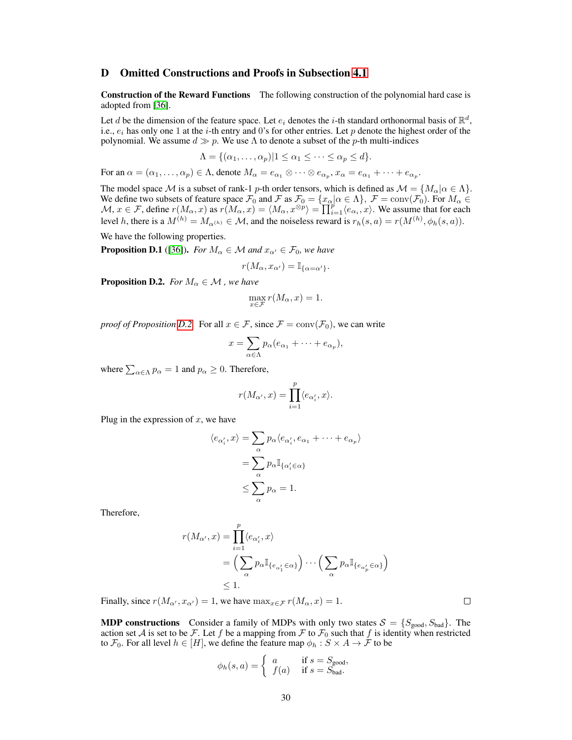# D Omitted Constructions and Proofs in Subsection 4.1

**Construction of the Reward Functions** The following construction of the polynomial hard case is adopted from [36].

Let $d$ be the dimension of the feature space. Let $e_i$ denotes the $i$-th standard orthonormal basis of $\mathbb{R}^d$, i.e., $e_i$ has only one 1 at the $i$-th entry and 0's for other entries. Let $p$ denote the highest order of the polynomial. We assume $d \gg p$. We use $\Lambda$ to denote a subset of the $p$-th multi-indices

$$\Lambda = \{(\alpha_1, \ldots, \alpha_p) | 1 \leq \alpha_1 \leq \cdots \leq \alpha_p \leq d\}.$$

For an $\alpha = (\alpha_1, \ldots, \alpha_p) \in \Lambda$, denote $M_\alpha = e_{\alpha_1} \otimes \cdots \otimes e_{\alpha_p}$, $x_\alpha = e_{\alpha_1} + \cdots + e_{\alpha_p}$.

The model space $\mathcal{M}$ is a subset of rank-1 $p$-th order tensors, which is defined as $\mathcal{M} = \{M_\alpha | \alpha \in \Lambda\}$. We define two subsets of feature space $\mathcal{F}_0$ and $\mathcal{F}$ as $\mathcal{F}_0 = \{x_\alpha | \alpha \in \Lambda\}$, $\mathcal{F} = \operatorname{conv}(\mathcal{F}_0)$. For $M_\alpha \in \mathcal{M}$, $x \in \mathcal{F}$, define $r(M_\alpha, x)$ as $r(M_\alpha, x) = \langle M_\alpha, x^{\otimes p} \rangle = \prod_{i=1}^{p} \langle e_{\alpha_i}, x \rangle$. We assume that for each level $h$, there is a $M^{(h)} = M_{\alpha^{(h)}} \in \mathcal{M}$, and the noiseless reward is $r_h(s, a) = r(M^{(h)}, \phi_h(s, a))$.

We have the following properties.

**Proposition D.1** ([36]). *For $M_\alpha \in \mathcal{M}$ and $x_{\alpha'} \in \mathcal{F}_0$, we have*

$$r(M_\alpha, x_{\alpha'}) = \mathbb{I}_{\{\alpha = \alpha'\}}.$$

**Proposition D.2.** *For $M_\alpha \in \mathcal{M}$ , we have*

$$\max_{x \in \mathcal{F}} r(M_\alpha, x) = 1.$$

*proof of Proposition D.2.* For all $x \in \mathcal{F}$, since $\mathcal{F} = \operatorname{conv}(\mathcal{F}_0)$, we can write

$$x = \sum_{\alpha \in \Lambda} p_\alpha (e_{\alpha_1} + \cdots + e_{\alpha_p}),$$

where $\sum_{\alpha \in \Lambda} p_\alpha = 1$ and $p_\alpha \geq 0$. Therefore,

$$r(M_{\alpha'}, x) = \prod_{i=1}^{p} \langle e_{\alpha'_i}, x \rangle.$$

Plug in the expression of $x$, we have

$$\begin{aligned}
\langle e_{\alpha'_i}, x \rangle &= \sum_{\alpha} p_\alpha \langle e_{\alpha'_i}, e_{\alpha_1} + \cdots + e_{\alpha_p} \rangle \\
&= \sum_{\alpha} p_\alpha \mathbb{I}_{\{\alpha'_i \in \alpha\}} \\
&\leq \sum_{\alpha} p_\alpha = 1.
\end{aligned}$$

Therefore,

$$\begin{aligned}
r(M_{\alpha'}, x) &= \prod_{i=1}^{p} \langle e_{\alpha'_i}, x \rangle \\
&= \Big( \sum_{\alpha} p_\alpha \mathbb{I}_{\{e_{\alpha'_1} \in \alpha\}} \Big) \cdots \Big( \sum_{\alpha} p_\alpha \mathbb{I}_{\{e_{\alpha'_p} \in \alpha\}} \Big) \\
&\leq 1.
\end{aligned}$$

Finally, since $r(M_{\alpha'}, x_{\alpha'}) = 1$, we have $\max_{x \in \mathcal{F}} r(M_\alpha, x) = 1$. $\square$

**MDP constructions** Consider a family of MDPs with only two states $\mathcal{S} = \{S_{\text{good}}, S_{\text{bad}}\}$. The action set $\mathcal{A}$ is set to be $\mathcal{F}$. Let $f$ be a mapping from $\mathcal{F}$ to $\mathcal{F}_0$ such that $f$ is identity when restricted to $\mathcal{F}_0$. For all level $h \in [H]$, we define the feature map $\phi_h : S \times A \to \mathcal{F}$ to be

$$\phi_h(s, a) = \begin{cases} a & \text{if } s = S_{\text{good}}, \\ f(a) & \text{if } s = S_{\text{bad}}. \end{cases}$$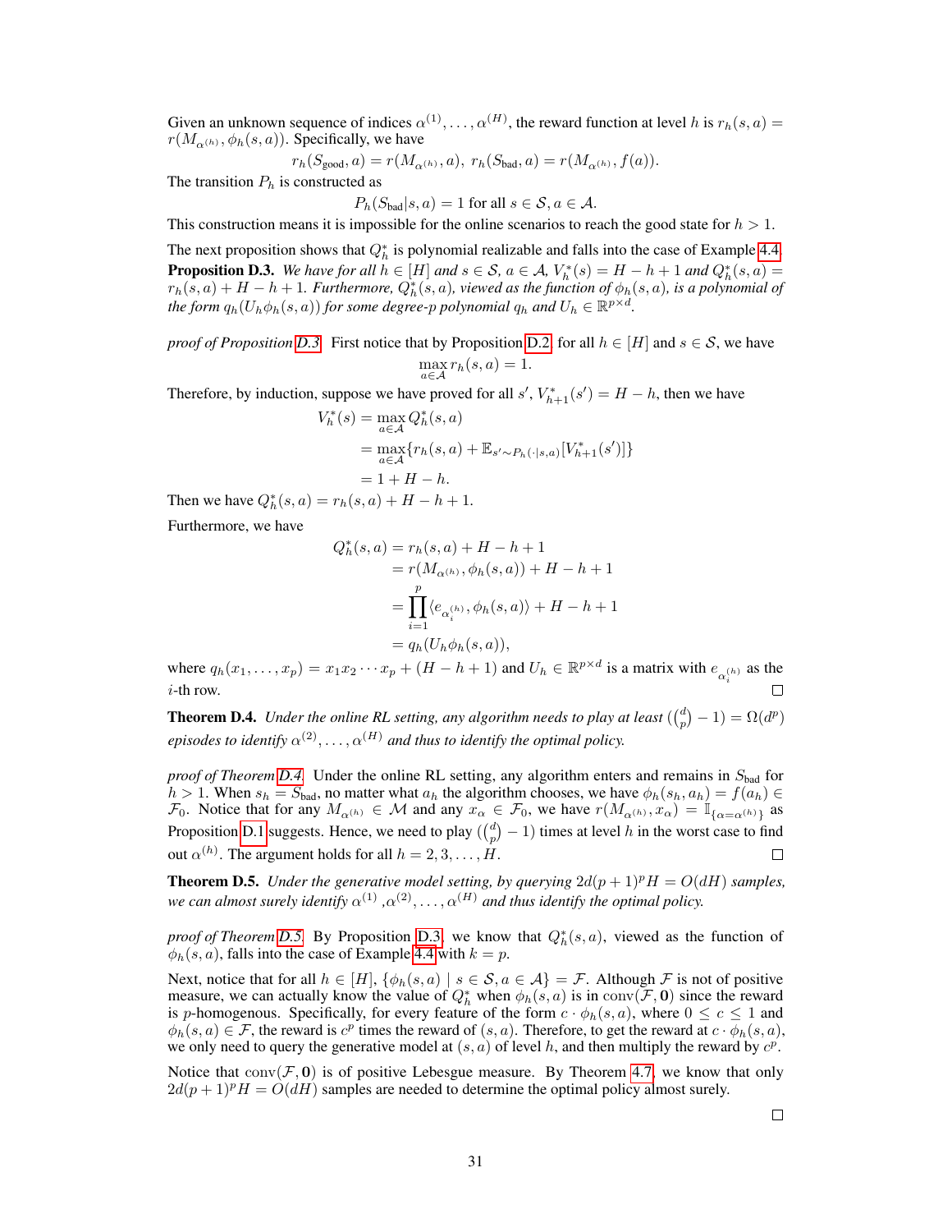Given an unknown sequence of indices $\alpha^{(1)}, \ldots, \alpha^{(H)}$, the reward function at level $h$ is $r_h(s, a) = r(M_{\alpha^{(h)}}, \phi_h(s, a))$. Specifically, we have

$$r_h(S_{\text{good}}, a) = r(M_{\alpha^{(h)}}, a),\ r_h(S_{\text{bad}}, a) = r(M_{\alpha^{(h)}}, f(a)).$$

The transition $P_h$ is constructed as

$$P_h(S_{\text{bad}}|s, a) = 1 \text{ for all } s \in \mathcal{S}, a \in \mathcal{A}.$$

This construction means it is impossible for the online scenarios to reach the good state for $h > 1$.

The next proposition shows that $Q_h^*$ is polynomial realizable and falls into the case of Example 4.4.

**Proposition D.3.** *We have for all $h \in [H]$ and $s \in \mathcal{S}$, $a \in \mathcal{A}$, $V_h^*(s) = H - h + 1$ and $Q_h^*(s, a) = r_h(s, a) + H - h + 1$. Furthermore, $Q_h^*(s, a)$, viewed as the function of $\phi_h(s, a)$, is a polynomial of the form $q_h(U_h \phi_h(s, a))$ for some degree-$p$ polynomial $q_h$ and $U_h \in \mathbb{R}^{p \times d}$.*

*proof of Proposition D.3.* First notice that by Proposition D.2, for all $h \in [H]$ and $s \in \mathcal{S}$, we have

$$\max_{a \in \mathcal{A}} r_h(s, a) = 1.$$

Therefore, by induction, suppose we have proved for all $s'$, $V_{h+1}^*(s') = H - h$, then we have

$$\begin{aligned}
V_h^*(s) &= \max_{a \in \mathcal{A}} Q_h^*(s, a) \\
&= \max_{a \in \mathcal{A}} \{r_h(s, a) + \mathbb{E}_{s' \sim P_h(\cdot|s,a)}[V_{h+1}^*(s')]\} \\
&= 1 + H - h.
\end{aligned}$$

Then we have $Q_h^*(s, a) = r_h(s, a) + H - h + 1$.

Furthermore, we have

$$\begin{aligned}
Q_h^*(s, a) &= r_h(s, a) + H - h + 1 \\
&= r(M_{\alpha^{(h)}}, \phi_h(s, a)) + H - h + 1 \\
&= \prod_{i=1}^{p} \langle e_{\alpha_i^{(h)}}, \phi_h(s, a) \rangle + H - h + 1 \\
&= q_h(U_h \phi_h(s, a)),
\end{aligned}$$

where $q_h(x_1, \ldots, x_p) = x_1 x_2 \cdots x_p + (H - h + 1)$ and $U_h \in \mathbb{R}^{p \times d}$ is a matrix with $e_{\alpha_i^{(h)}}$ as the $i$-th row. $\square$

**Theorem D.4.** *Under the online RL setting, any algorithm needs to play at least $(\binom{d}{p} - 1) = \Omega(d^p)$ episodes to identify $\alpha^{(2)}, \ldots, \alpha^{(H)}$ and thus to identify the optimal policy.*

*proof of Theorem D.4.* Under the online RL setting, any algorithm enters and remains in $S_{\text{bad}}$ for $h > 1$. When $s_h = S_{\text{bad}}$, no matter what $a_h$ the algorithm chooses, we have $\phi_h(s_h, a_h) = f(a_h) \in \mathcal{F}_0$. Notice that for any $M_{\alpha^{(h)}} \in \mathcal{M}$ and any $x_\alpha \in \mathcal{F}_0$, we have $r(M_{\alpha^{(h)}}, x_\alpha) = \mathbb{I}_{\{\alpha = \alpha^{(h)}\}}$ as Proposition D.1 suggests. Hence, we need to play $(\binom{d}{p} - 1)$ times at level $h$ in the worst case to find out $\alpha^{(h)}$. The argument holds for all $h = 2, 3, \ldots, H$. $\square$

**Theorem D.5.** *Under the generative model setting, by querying $2d(p+1)^p H = O(dH)$ samples, we can almost surely identify $\alpha^{(1)}$ ,$\alpha^{(2)}, \ldots, \alpha^{(H)}$ and thus identify the optimal policy.*

*proof of Theorem D.5.* By Proposition D.3, we know that $Q_h^*(s, a)$, viewed as the function of $\phi_h(s, a)$, falls into the case of Example 4.4 with $k = p$.

Next, notice that for all $h \in [H]$, $\{\phi_h(s, a) \mid s \in \mathcal{S}, a \in \mathcal{A}\} = \mathcal{F}$. Although $\mathcal{F}$ is not of positive measure, we can actually know the value of $Q_h^*$ when $\phi_h(s, a)$ is in $\text{conv}(\mathcal{F}, \mathbf{0})$ since the reward is $p$-homogenous. Specifically, for every feature of the form $c \cdot \phi_h(s, a)$, where $0 \le c \le 1$ and $\phi_h(s, a) \in \mathcal{F}$, the reward is $c^p$ times the reward of $(s, a)$. Therefore, to get the reward at $c \cdot \phi_h(s, a)$, we only need to query the generative model at $(s, a)$ of level $h$, and then multiply the reward by $c^p$.

Notice that $\text{conv}(\mathcal{F}, \mathbf{0})$ is of positive Lebesgue measure. By Theorem 4.7, we know that only $2d(p+1)^p H = O(dH)$ samples are needed to determine the optimal policy almost surely.

$\square$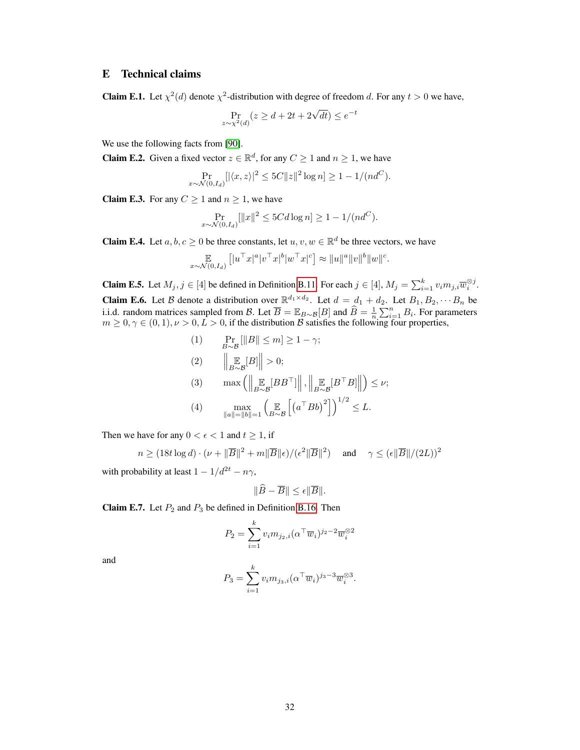# E Technical claims

**Claim E.1.** Let $\chi^2(d)$ denote $\chi^2$-distribution with degree of freedom $d$. For any $t > 0$ we have,

$$\Pr_{z \sim \chi^2(d)}(z \geq d + 2t + 2\sqrt{dt}) \leq e^{-t}$$

We use the following facts from [90].

**Claim E.2.** Given a fixed vector $z \in \mathbb{R}^d$, for any $C \geq 1$ and $n \geq 1$, we have

$$\Pr_{x \sim \mathcal{N}(0, I_d)}[|\langle x, z \rangle|^2 \leq 5C\|z\|^2 \log n] \geq 1 - 1/(nd^C).$$

**Claim E.3.** For any $C \geq 1$ and $n \geq 1$, we have

$$\Pr_{x \sim \mathcal{N}(0, I_d)}[\|x\|^2 \leq 5Cd \log n] \geq 1 - 1/(nd^C).$$

**Claim E.4.** Let $a, b, c \geq 0$ be three constants, let $u, v, w \in \mathbb{R}^d$ be three vectors, we have

$$\mathop{\mathbb{E}}_{x \sim \mathcal{N}(0, I_d)} \left[ |u^\top x|^a |v^\top x|^b |w^\top x|^c \right] \approx \|u\|^a \|v\|^b \|w\|^c.$$

**Claim E.5.** Let $M_j, j \in [4]$ be defined in Definition B.11. For each $j \in [4]$, $M_j = \sum_{i=1}^k v_i m_{j,i} \overline{w}_i^{\otimes j}$.

**Claim E.6.** Let $\mathcal{B}$ denote a distribution over $\mathbb{R}^{d_1 \times d_2}$. Let $d = d_1 + d_2$. Let $B_1, B_2, \cdots B_n$ be i.i.d. random matrices sampled from $\mathcal{B}$. Let $\overline{B} = \mathbb{E}_{B \sim \mathcal{B}}[B]$ and $\widehat{B} = \frac{1}{n} \sum_{i=1}^n B_i$. For parameters $m \geq 0, \gamma \in (0, 1), \nu > 0, L > 0$, if the distribution $\mathcal{B}$ satisfies the following four properties,

$$\begin{aligned}
&(1) \qquad \Pr_{B \sim \mathcal{B}}[\|B\| \leq m] \geq 1 - \gamma; \\
&(2) \qquad \left\| \mathop{\mathbb{E}}_{B \sim \mathcal{B}}[B] \right\| > 0; \\
&(3) \qquad \max \left( \left\| \mathop{\mathbb{E}}_{B \sim \mathcal{B}}[BB^\top] \right\|, \left\| \mathop{\mathbb{E}}_{B \sim \mathcal{B}}[B^\top B] \right\| \right) \leq \nu; \\
&(4) \qquad \max_{\|a\| = \|b\| = 1} \left( \mathop{\mathbb{E}}_{B \sim \mathcal{B}} \left[ \left( a^\top B b \right)^2 \right] \right)^{1/2} \leq L.
\end{aligned}$$

Then we have for any $0 < \epsilon < 1$ and $t \geq 1$, if

$$n \geq (18t \log d) \cdot (\nu + \|\overline{B}\|^2 + m\|\overline{B}\|\epsilon)/(\epsilon^2 \|\overline{B}\|^2) \quad \text{and} \quad \gamma \leq (\epsilon \|\overline{B}\|/(2L))^2$$

with probability at least $1 - 1/d^{2t} - n\gamma$,

$$\|\widehat{B} - \overline{B}\| \leq \epsilon \|\overline{B}\|.$$

**Claim E.7.** Let $P_2$ and $P_3$ be defined in Definition B.16. Then

$$P_2 = \sum_{i=1}^k v_i m_{j_2,i} (\alpha^\top \overline{w}_i)^{j_2 - 2} \overline{w}_i^{\otimes 2}$$

and

$$P_3 = \sum_{i=1}^k v_i m_{j_3,i} (\alpha^\top \overline{w}_i)^{j_3 - 3} \overline{w}_i^{\otimes 3}.$$